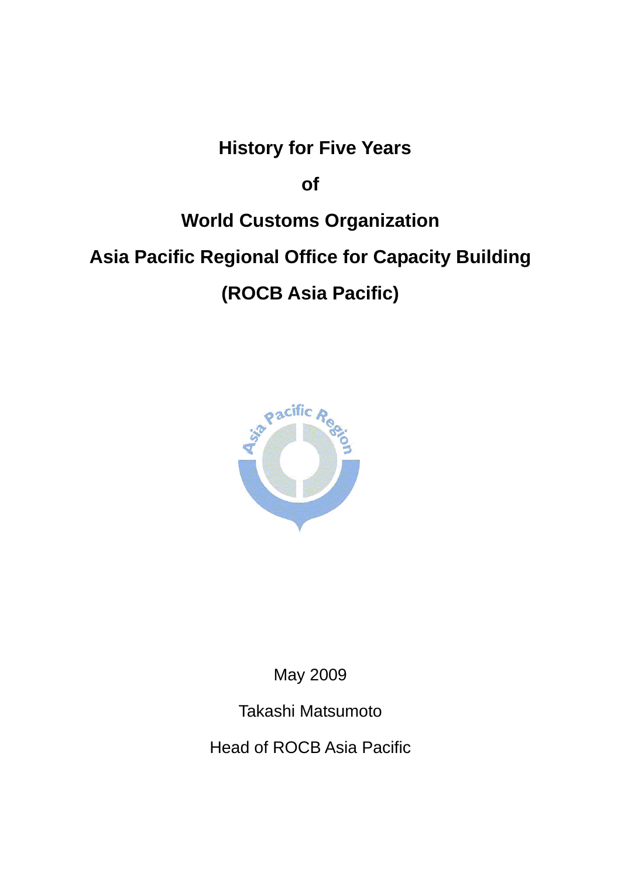# History for Five Years

# of

# World Customs Organization

# Asia Pacific Regional Office for Capacity Building

# (ROCB Asia Pacific)

May 2009

Takashi Matsumoto

Head of ROCB Asia Pacific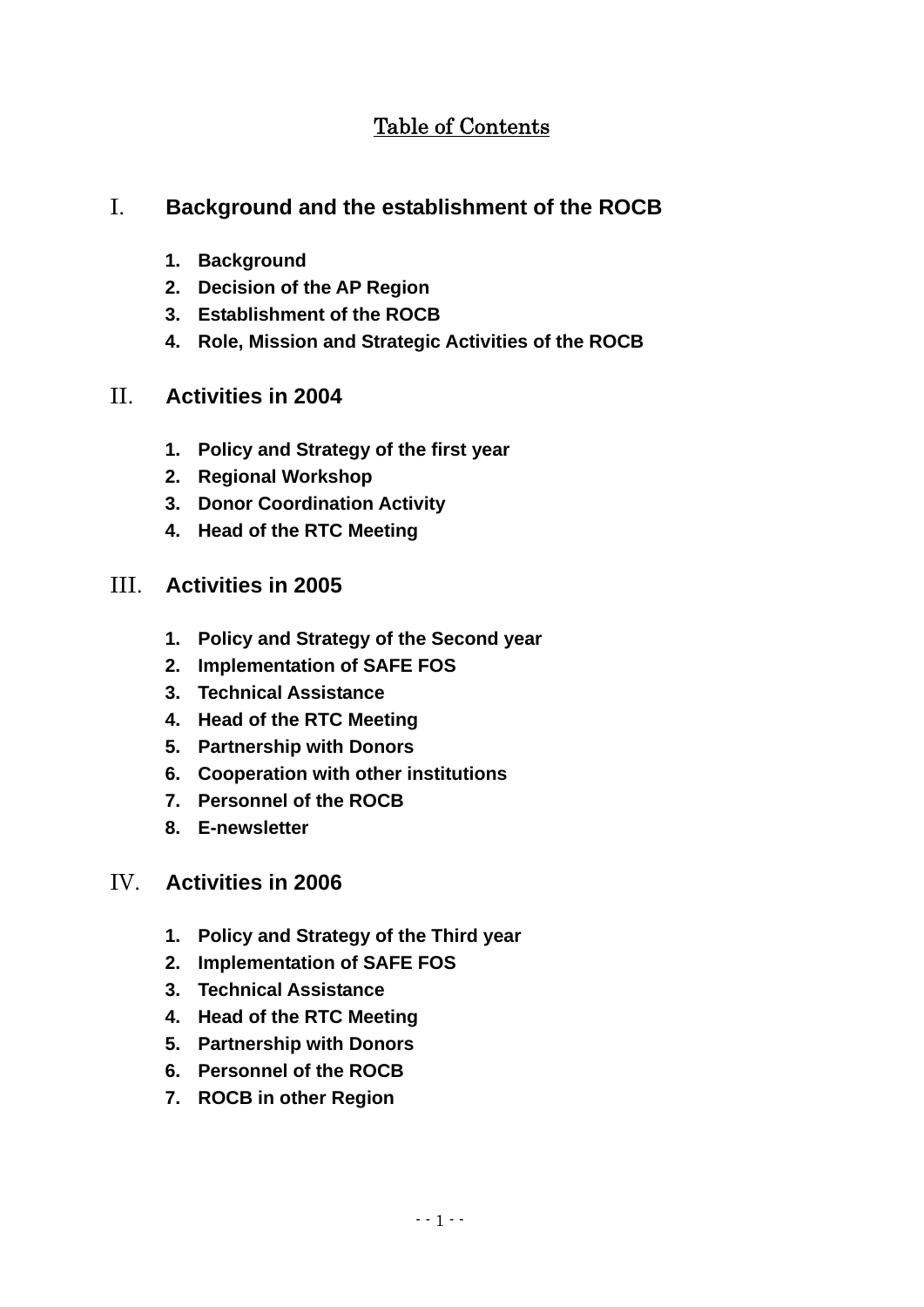# Table of Contents

## I. Background and the establishment of the ROCB

1. **Background**
2. **Decision of the AP Region**
3. **Establishment of the ROCB**
4. **Role, Mission and Strategic Activities of the ROCB**

## II. Activities in 2004

1. **Policy and Strategy of the first year**
2. **Regional Workshop**
3. **Donor Coordination Activity**
4. **Head of the RTC Meeting**

## III. Activities in 2005

1. **Policy and Strategy of the Second year**
2. **Implementation of SAFE FOS**
3. **Technical Assistance**
4. **Head of the RTC Meeting**
5. **Partnership with Donors**
6. **Cooperation with other institutions**
7. **Personnel of the ROCB**
8. **E-newsletter**

## IV. Activities in 2006

1. **Policy and Strategy of the Third year**
2. **Implementation of SAFE FOS**
3. **Technical Assistance**
4. **Head of the RTC Meeting**
5. **Partnership with Donors**
6. **Personnel of the ROCB**
7. **ROCB in other Region**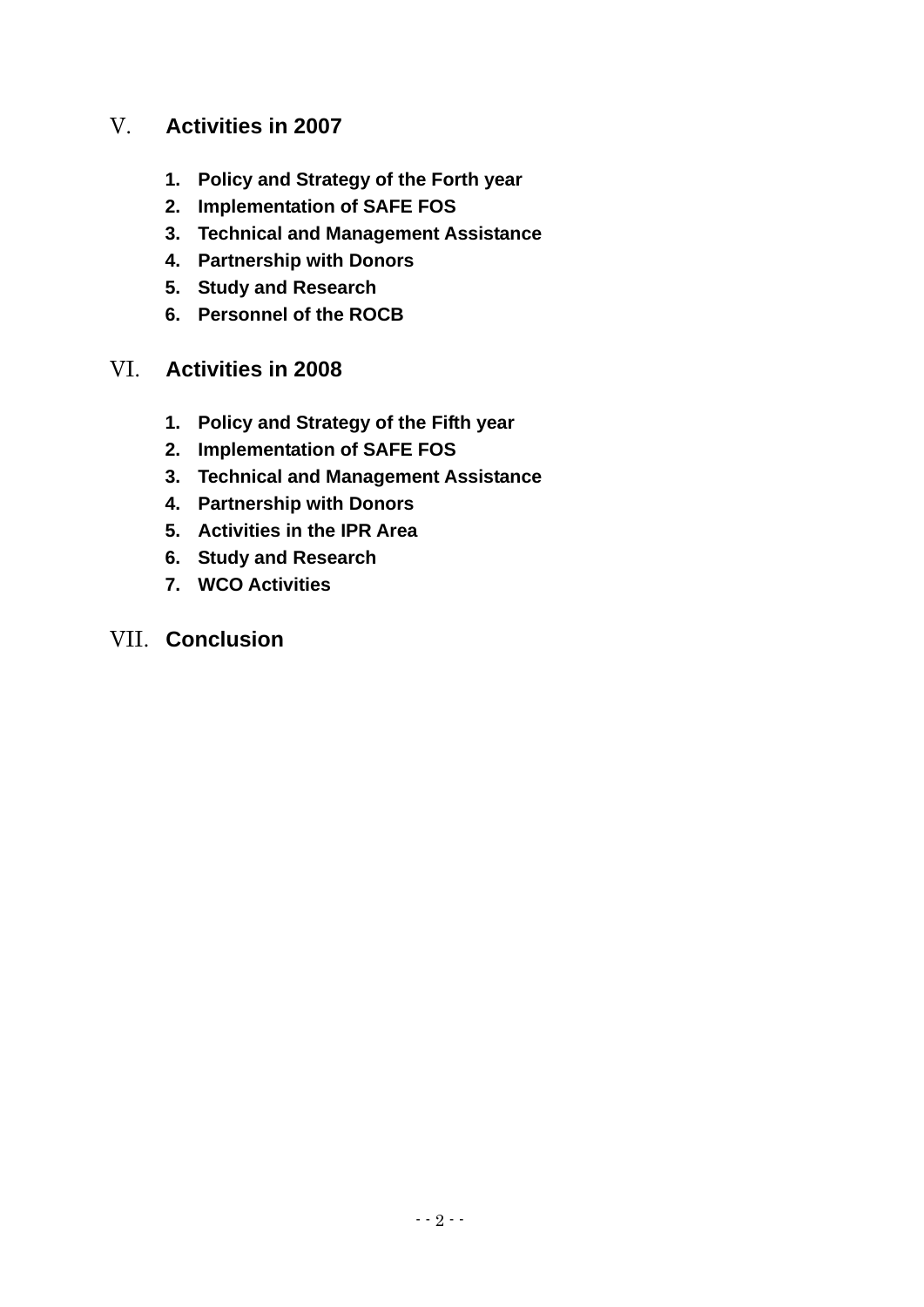## V. Activities in 2007

1. **Policy and Strategy of the Forth year**
2. **Implementation of SAFE FOS**
3. **Technical and Management Assistance**
4. **Partnership with Donors**
5. **Study and Research**
6. **Personnel of the ROCB**

## VI. Activities in 2008

1. **Policy and Strategy of the Fifth year**
2. **Implementation of SAFE FOS**
3. **Technical and Management Assistance**
4. **Partnership with Donors**
5. **Activities in the IPR Area**
6. **Study and Research**
7. **WCO Activities**

## VII. Conclusion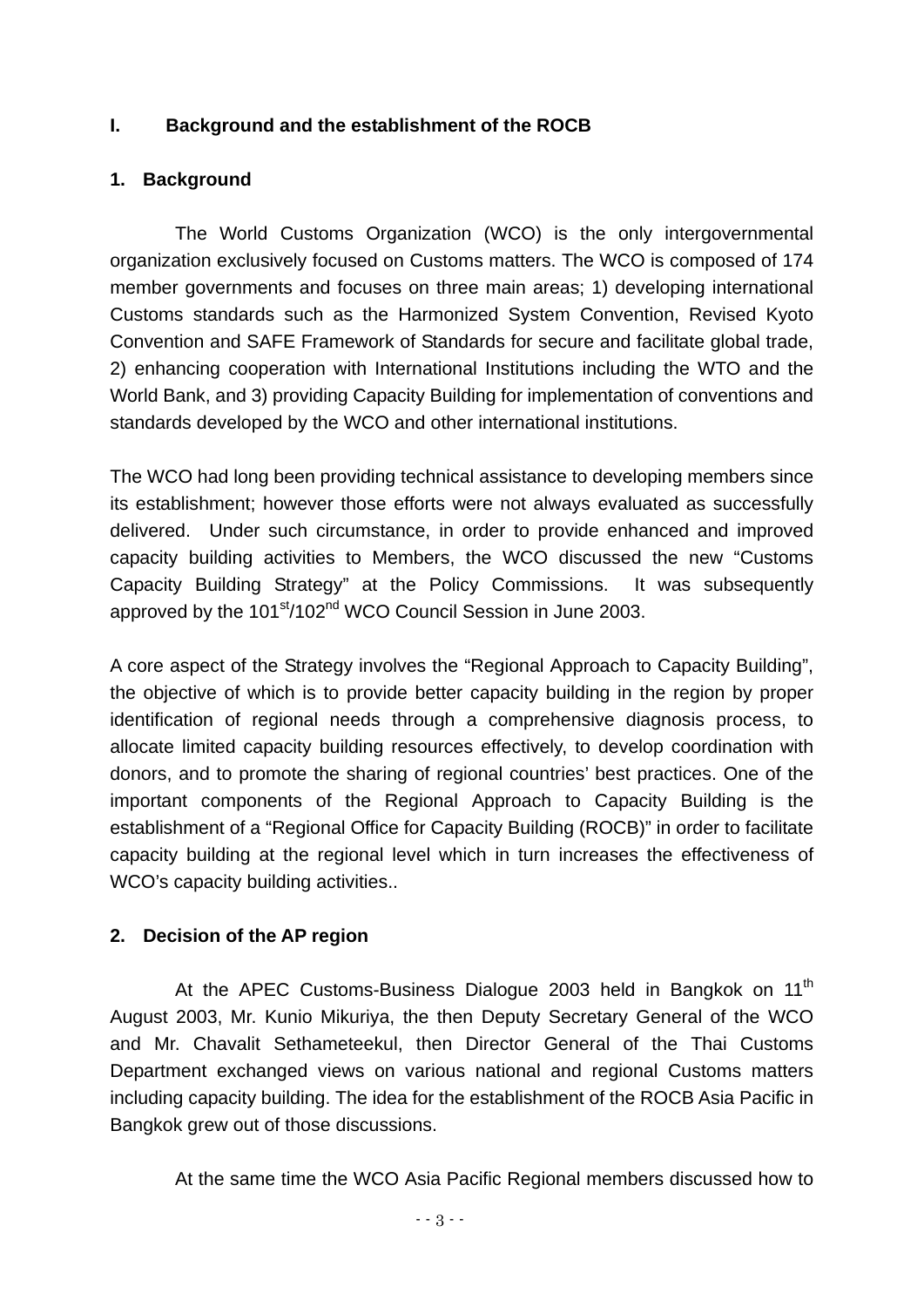## I. Background and the establishment of the ROCB

### 1. Background

The World Customs Organization (WCO) is the only intergovernmental organization exclusively focused on Customs matters. The WCO is composed of 174 member governments and focuses on three main areas; 1) developing international Customs standards such as the Harmonized System Convention, Revised Kyoto Convention and SAFE Framework of Standards for secure and facilitate global trade, 2) enhancing cooperation with International Institutions including the WTO and the World Bank, and 3) providing Capacity Building for implementation of conventions and standards developed by the WCO and other international institutions.

The WCO had long been providing technical assistance to developing members since its establishment; however those efforts were not always evaluated as successfully delivered. Under such circumstance, in order to provide enhanced and improved capacity building activities to Members, the WCO discussed the new "Customs Capacity Building Strategy" at the Policy Commissions. It was subsequently approved by the 101st/102nd WCO Council Session in June 2003.

A core aspect of the Strategy involves the "Regional Approach to Capacity Building", the objective of which is to provide better capacity building in the region by proper identification of regional needs through a comprehensive diagnosis process, to allocate limited capacity building resources effectively, to develop coordination with donors, and to promote the sharing of regional countries' best practices. One of the important components of the Regional Approach to Capacity Building is the establishment of a "Regional Office for Capacity Building (ROCB)" in order to facilitate capacity building at the regional level which in turn increases the effectiveness of WCO's capacity building activities..

### 2. Decision of the AP region

At the APEC Customs-Business Dialogue 2003 held in Bangkok on 11th August 2003, Mr. Kunio Mikuriya, the then Deputy Secretary General of the WCO and Mr. Chavalit Sethameteekul, then Director General of the Thai Customs Department exchanged views on various national and regional Customs matters including capacity building. The idea for the establishment of the ROCB Asia Pacific in Bangkok grew out of those discussions.

At the same time the WCO Asia Pacific Regional members discussed how to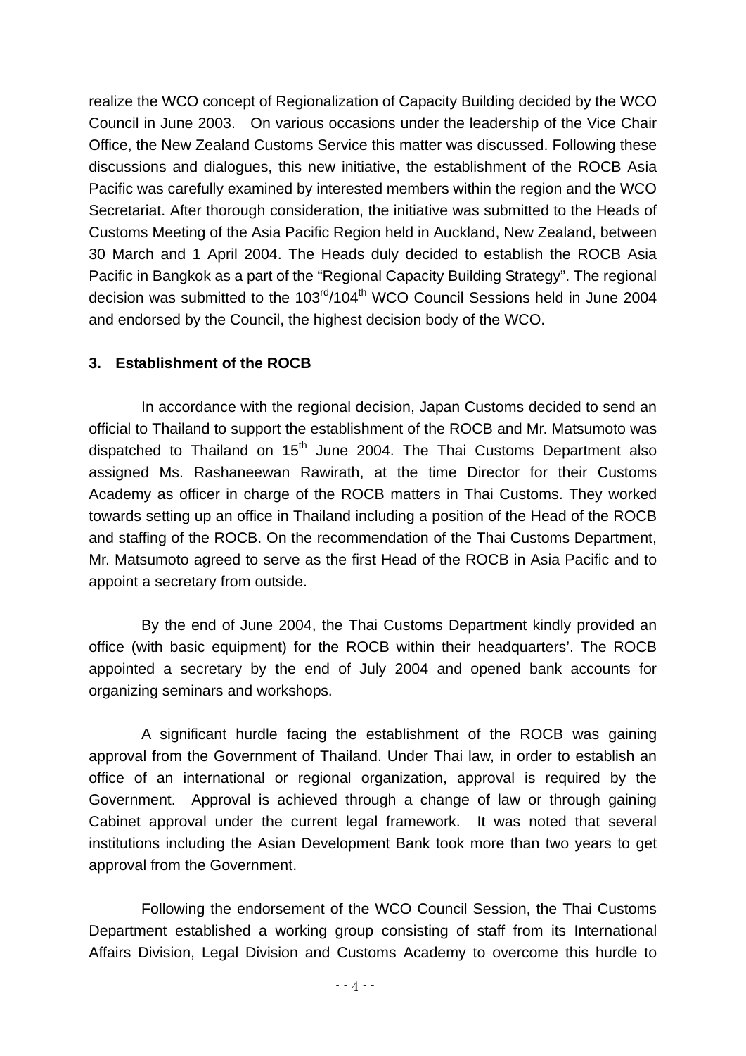realize the WCO concept of Regionalization of Capacity Building decided by the WCO Council in June 2003. On various occasions under the leadership of the Vice Chair Office, the New Zealand Customs Service this matter was discussed. Following these discussions and dialogues, this new initiative, the establishment of the ROCB Asia Pacific was carefully examined by interested members within the region and the WCO Secretariat. After thorough consideration, the initiative was submitted to the Heads of Customs Meeting of the Asia Pacific Region held in Auckland, New Zealand, between 30 March and 1 April 2004. The Heads duly decided to establish the ROCB Asia Pacific in Bangkok as a part of the "Regional Capacity Building Strategy". The regional decision was submitted to the 103rd/104th WCO Council Sessions held in June 2004 and endorsed by the Council, the highest decision body of the WCO.

### 3. Establishment of the ROCB

In accordance with the regional decision, Japan Customs decided to send an official to Thailand to support the establishment of the ROCB and Mr. Matsumoto was dispatched to Thailand on 15th June 2004. The Thai Customs Department also assigned Ms. Rashaneewan Rawirath, at the time Director for their Customs Academy as officer in charge of the ROCB matters in Thai Customs. They worked towards setting up an office in Thailand including a position of the Head of the ROCB and staffing of the ROCB. On the recommendation of the Thai Customs Department, Mr. Matsumoto agreed to serve as the first Head of the ROCB in Asia Pacific and to appoint a secretary from outside.

By the end of June 2004, the Thai Customs Department kindly provided an office (with basic equipment) for the ROCB within their headquarters'. The ROCB appointed a secretary by the end of July 2004 and opened bank accounts for organizing seminars and workshops.

A significant hurdle facing the establishment of the ROCB was gaining approval from the Government of Thailand. Under Thai law, in order to establish an office of an international or regional organization, approval is required by the Government. Approval is achieved through a change of law or through gaining Cabinet approval under the current legal framework. It was noted that several institutions including the Asian Development Bank took more than two years to get approval from the Government.

Following the endorsement of the WCO Council Session, the Thai Customs Department established a working group consisting of staff from its International Affairs Division, Legal Division and Customs Academy to overcome this hurdle to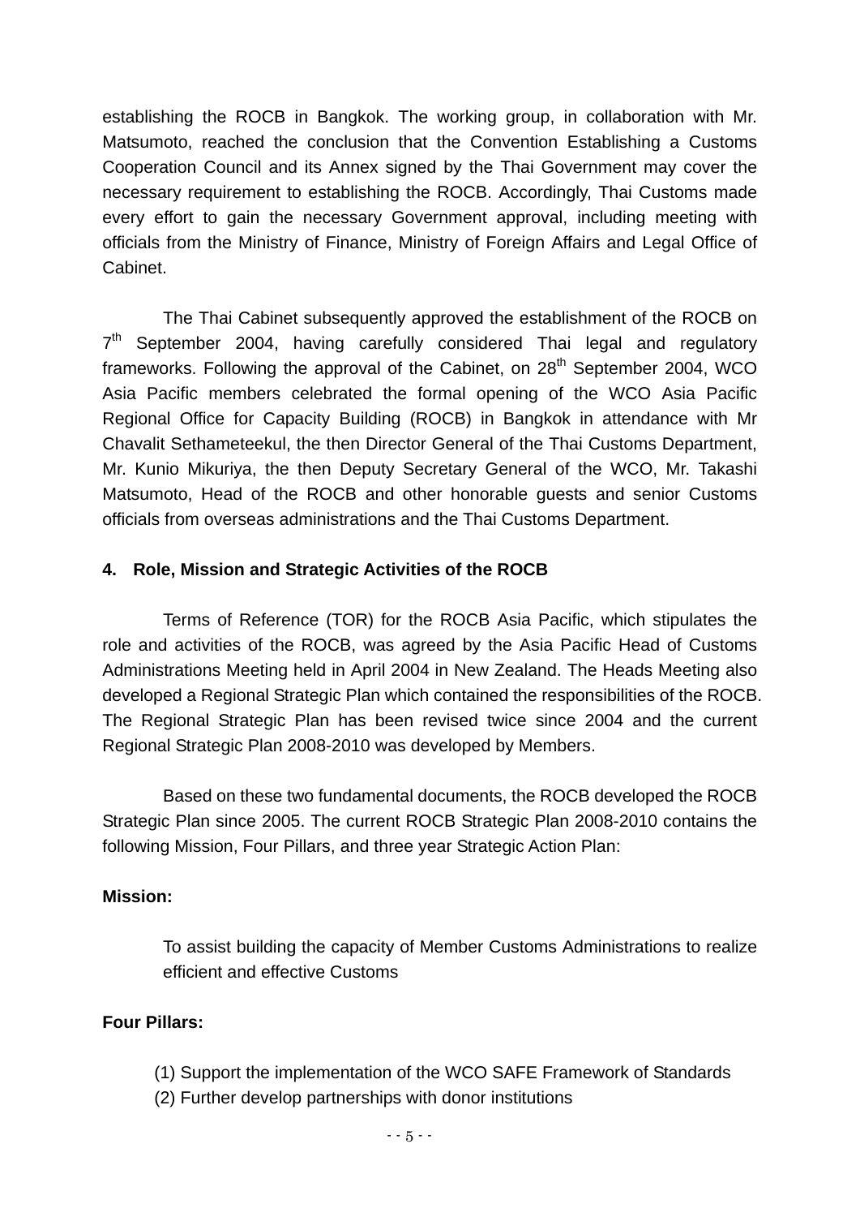establishing the ROCB in Bangkok. The working group, in collaboration with Mr. Matsumoto, reached the conclusion that the Convention Establishing a Customs Cooperation Council and its Annex signed by the Thai Government may cover the necessary requirement to establishing the ROCB. Accordingly, Thai Customs made every effort to gain the necessary Government approval, including meeting with officials from the Ministry of Finance, Ministry of Foreign Affairs and Legal Office of Cabinet.

The Thai Cabinet subsequently approved the establishment of the ROCB on 7th September 2004, having carefully considered Thai legal and regulatory frameworks. Following the approval of the Cabinet, on 28th September 2004, WCO Asia Pacific members celebrated the formal opening of the WCO Asia Pacific Regional Office for Capacity Building (ROCB) in Bangkok in attendance with Mr Chavalit Sethameteekul, the then Director General of the Thai Customs Department, Mr. Kunio Mikuriya, the then Deputy Secretary General of the WCO, Mr. Takashi Matsumoto, Head of the ROCB and other honorable guests and senior Customs officials from overseas administrations and the Thai Customs Department.

**4. Role, Mission and Strategic Activities of the ROCB**

Terms of Reference (TOR) for the ROCB Asia Pacific, which stipulates the role and activities of the ROCB, was agreed by the Asia Pacific Head of Customs Administrations Meeting held in April 2004 in New Zealand. The Heads Meeting also developed a Regional Strategic Plan which contained the responsibilities of the ROCB. The Regional Strategic Plan has been revised twice since 2004 and the current Regional Strategic Plan 2008-2010 was developed by Members.

Based on these two fundamental documents, the ROCB developed the ROCB Strategic Plan since 2005. The current ROCB Strategic Plan 2008-2010 contains the following Mission, Four Pillars, and three year Strategic Action Plan:

**Mission:**

To assist building the capacity of Member Customs Administrations to realize efficient and effective Customs

**Four Pillars:**

(1) Support the implementation of the WCO SAFE Framework of Standards
(2) Further develop partnerships with donor institutions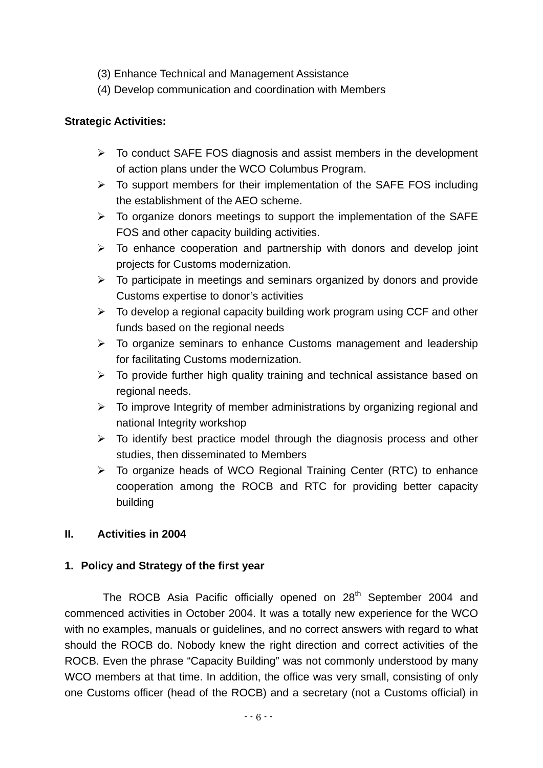(3) Enhance Technical and Management Assistance
(4) Develop communication and coordination with Members

**Strategic Activities:**

- To conduct SAFE FOS diagnosis and assist members in the development of action plans under the WCO Columbus Program.
- To support members for their implementation of the SAFE FOS including the establishment of the AEO scheme.
- To organize donors meetings to support the implementation of the SAFE FOS and other capacity building activities.
- To enhance cooperation and partnership with donors and develop joint projects for Customs modernization.
- To participate in meetings and seminars organized by donors and provide Customs expertise to donor's activities
- To develop a regional capacity building work program using CCF and other funds based on the regional needs
- To organize seminars to enhance Customs management and leadership for facilitating Customs modernization.
- To provide further high quality training and technical assistance based on regional needs.
- To improve Integrity of member administrations by organizing regional and national Integrity workshop
- To identify best practice model through the diagnosis process and other studies, then disseminated to Members
- To organize heads of WCO Regional Training Center (RTC) to enhance cooperation among the ROCB and RTC for providing better capacity building

## II. Activities in 2004

### 1. Policy and Strategy of the first year

The ROCB Asia Pacific officially opened on 28th September 2004 and commenced activities in October 2004. It was a totally new experience for the WCO with no examples, manuals or guidelines, and no correct answers with regard to what should the ROCB do. Nobody knew the right direction and correct activities of the ROCB. Even the phrase "Capacity Building" was not commonly understood by many WCO members at that time. In addition, the office was very small, consisting of only one Customs officer (head of the ROCB) and a secretary (not a Customs official) in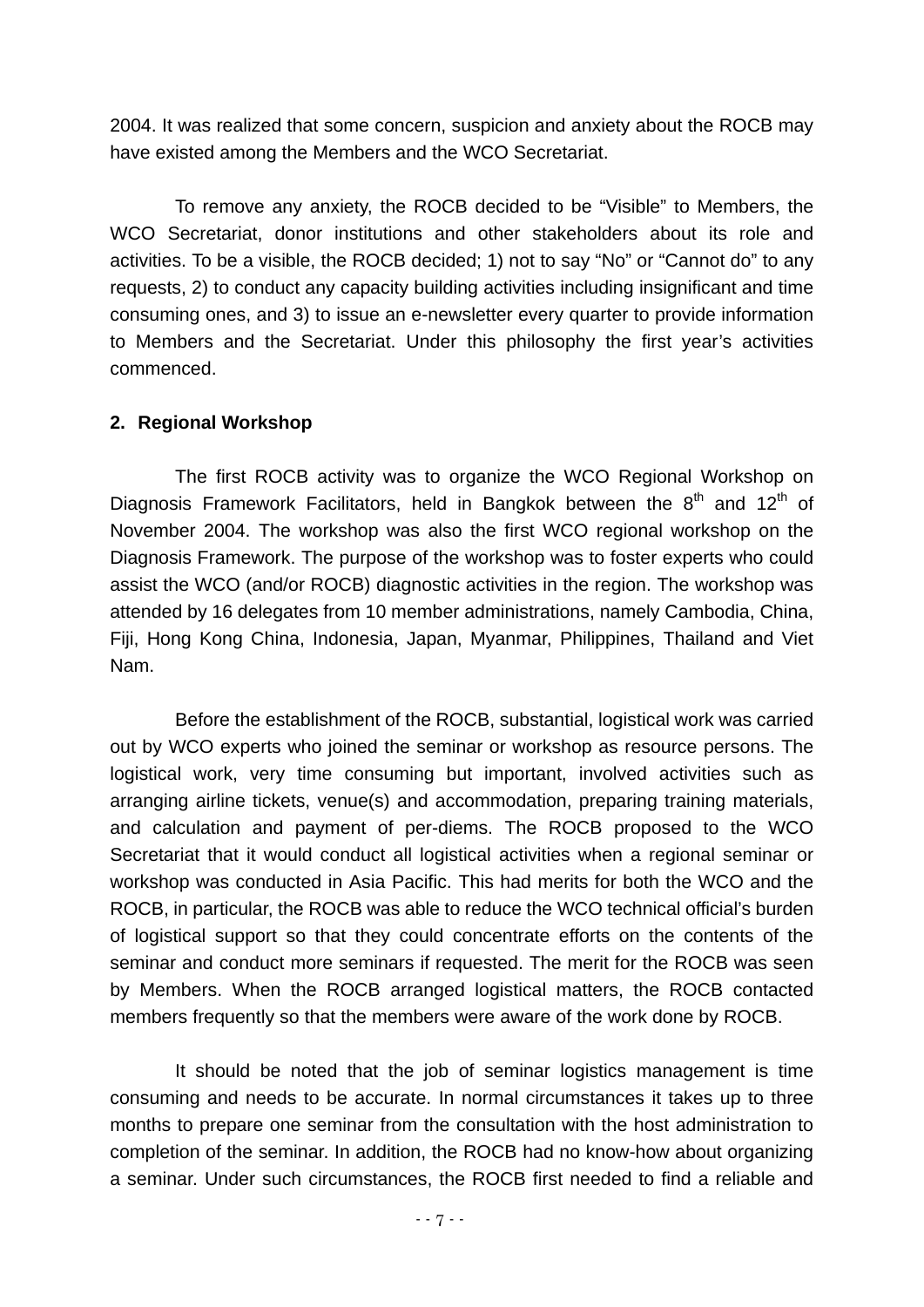2004. It was realized that some concern, suspicion and anxiety about the ROCB may have existed among the Members and the WCO Secretariat.

To remove any anxiety, the ROCB decided to be "Visible" to Members, the WCO Secretariat, donor institutions and other stakeholders about its role and activities. To be a visible, the ROCB decided; 1) not to say "No" or "Cannot do" to any requests, 2) to conduct any capacity building activities including insignificant and time consuming ones, and 3) to issue an e-newsletter every quarter to provide information to Members and the Secretariat. Under this philosophy the first year's activities commenced.

## 2. Regional Workshop

The first ROCB activity was to organize the WCO Regional Workshop on Diagnosis Framework Facilitators, held in Bangkok between the 8th and 12th of November 2004. The workshop was also the first WCO regional workshop on the Diagnosis Framework. The purpose of the workshop was to foster experts who could assist the WCO (and/or ROCB) diagnostic activities in the region. The workshop was attended by 16 delegates from 10 member administrations, namely Cambodia, China, Fiji, Hong Kong China, Indonesia, Japan, Myanmar, Philippines, Thailand and Viet Nam.

Before the establishment of the ROCB, substantial, logistical work was carried out by WCO experts who joined the seminar or workshop as resource persons. The logistical work, very time consuming but important, involved activities such as arranging airline tickets, venue(s) and accommodation, preparing training materials, and calculation and payment of per-diems. The ROCB proposed to the WCO Secretariat that it would conduct all logistical activities when a regional seminar or workshop was conducted in Asia Pacific. This had merits for both the WCO and the ROCB, in particular, the ROCB was able to reduce the WCO technical official's burden of logistical support so that they could concentrate efforts on the contents of the seminar and conduct more seminars if requested. The merit for the ROCB was seen by Members. When the ROCB arranged logistical matters, the ROCB contacted members frequently so that the members were aware of the work done by ROCB.

It should be noted that the job of seminar logistics management is time consuming and needs to be accurate. In normal circumstances it takes up to three months to prepare one seminar from the consultation with the host administration to completion of the seminar. In addition, the ROCB had no know-how about organizing a seminar. Under such circumstances, the ROCB first needed to find a reliable and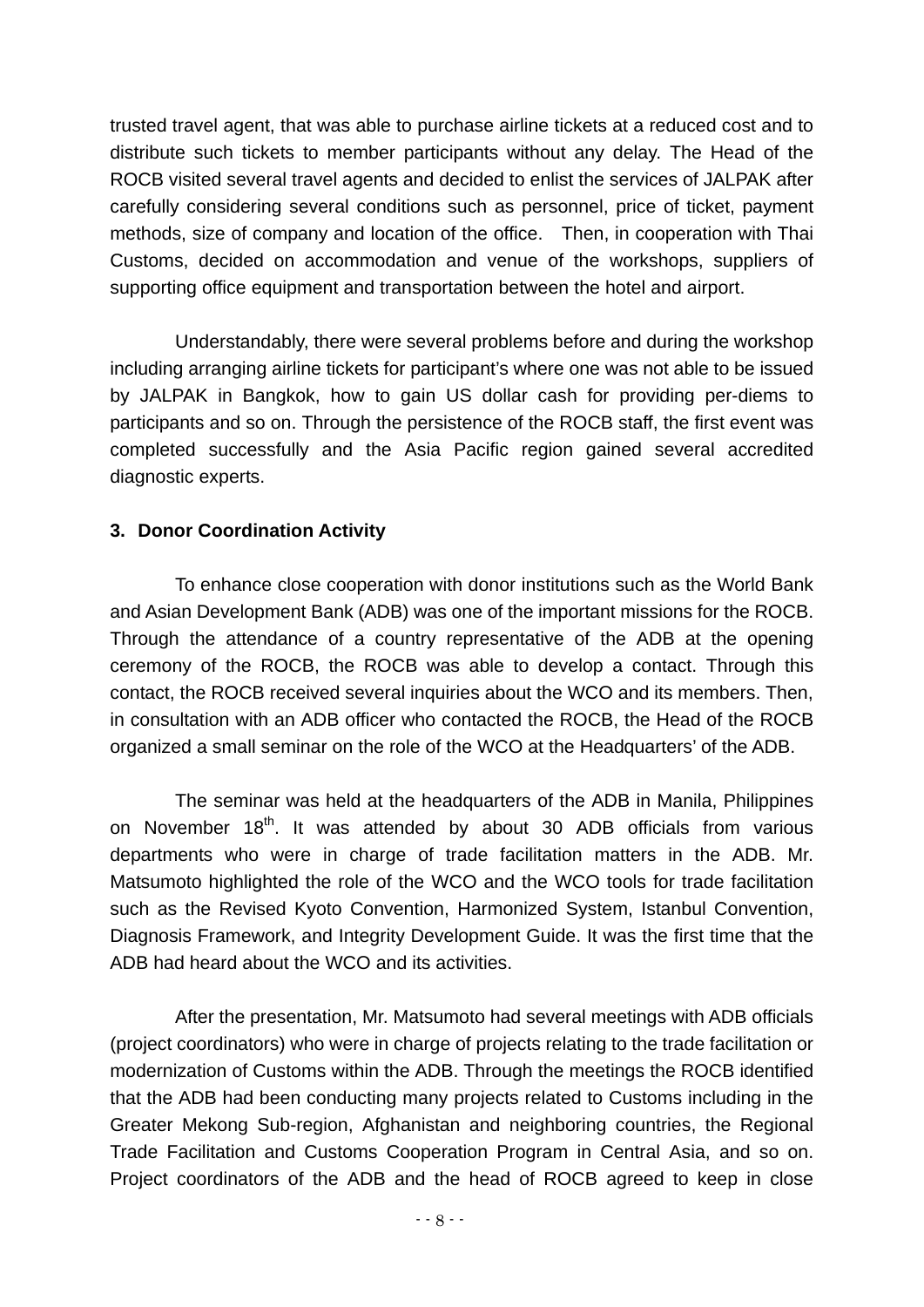trusted travel agent, that was able to purchase airline tickets at a reduced cost and to distribute such tickets to member participants without any delay. The Head of the ROCB visited several travel agents and decided to enlist the services of JALPAK after carefully considering several conditions such as personnel, price of ticket, payment methods, size of company and location of the office. Then, in cooperation with Thai Customs, decided on accommodation and venue of the workshops, suppliers of supporting office equipment and transportation between the hotel and airport.

Understandably, there were several problems before and during the workshop including arranging airline tickets for participant's where one was not able to be issued by JALPAK in Bangkok, how to gain US dollar cash for providing per-diems to participants and so on. Through the persistence of the ROCB staff, the first event was completed successfully and the Asia Pacific region gained several accredited diagnostic experts.

### 3. Donor Coordination Activity

To enhance close cooperation with donor institutions such as the World Bank and Asian Development Bank (ADB) was one of the important missions for the ROCB. Through the attendance of a country representative of the ADB at the opening ceremony of the ROCB, the ROCB was able to develop a contact. Through this contact, the ROCB received several inquiries about the WCO and its members. Then, in consultation with an ADB officer who contacted the ROCB, the Head of the ROCB organized a small seminar on the role of the WCO at the Headquarters' of the ADB.

The seminar was held at the headquarters of the ADB in Manila, Philippines on November 18th. It was attended by about 30 ADB officials from various departments who were in charge of trade facilitation matters in the ADB. Mr. Matsumoto highlighted the role of the WCO and the WCO tools for trade facilitation such as the Revised Kyoto Convention, Harmonized System, Istanbul Convention, Diagnosis Framework, and Integrity Development Guide. It was the first time that the ADB had heard about the WCO and its activities.

After the presentation, Mr. Matsumoto had several meetings with ADB officials (project coordinators) who were in charge of projects relating to the trade facilitation or modernization of Customs within the ADB. Through the meetings the ROCB identified that the ADB had been conducting many projects related to Customs including in the Greater Mekong Sub-region, Afghanistan and neighboring countries, the Regional Trade Facilitation and Customs Cooperation Program in Central Asia, and so on. Project coordinators of the ADB and the head of ROCB agreed to keep in close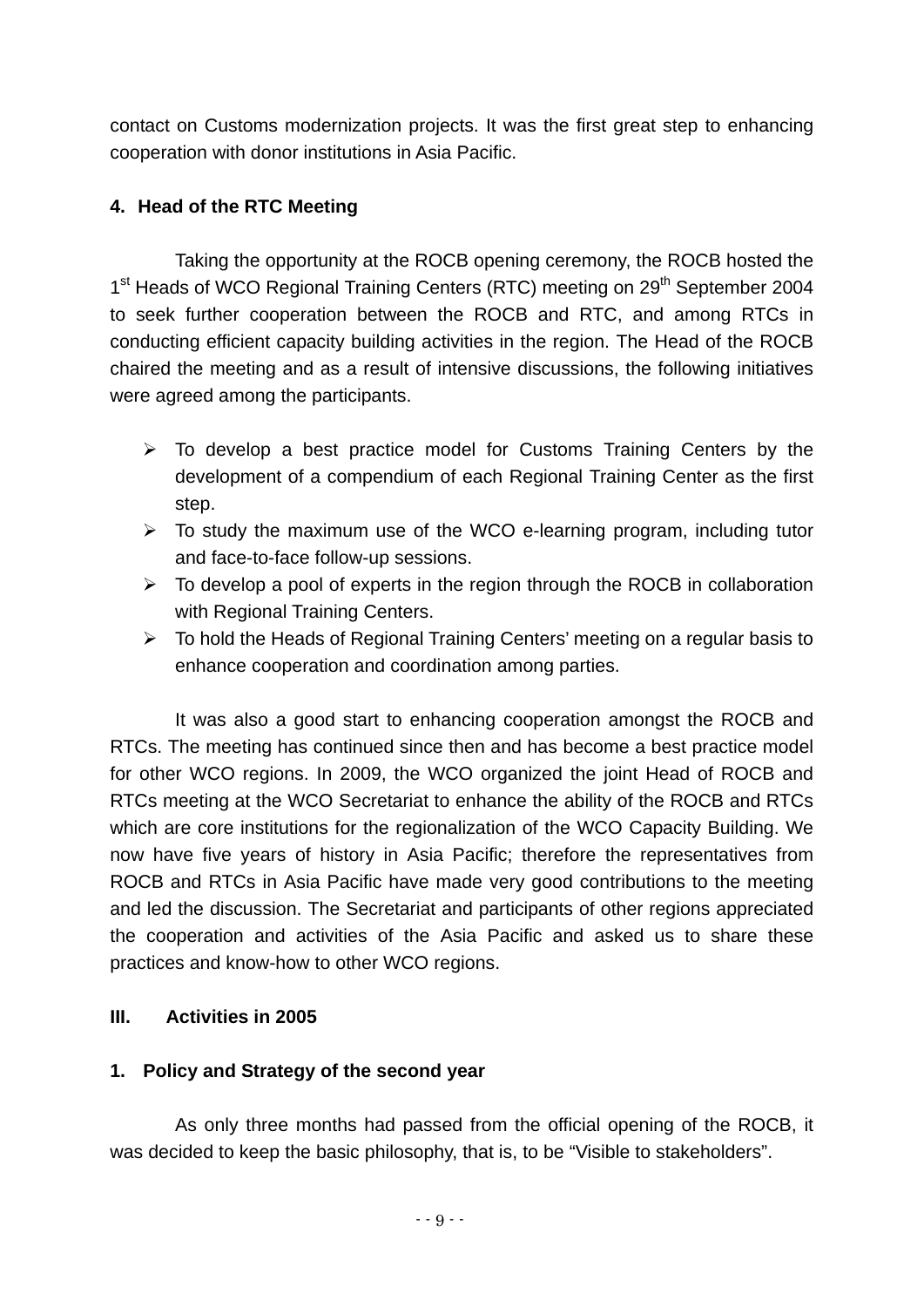contact on Customs modernization projects. It was the first great step to enhancing cooperation with donor institutions in Asia Pacific.

### 4. Head of the RTC Meeting

Taking the opportunity at the ROCB opening ceremony, the ROCB hosted the 1st Heads of WCO Regional Training Centers (RTC) meeting on 29th September 2004 to seek further cooperation between the ROCB and RTC, and among RTCs in conducting efficient capacity building activities in the region. The Head of the ROCB chaired the meeting and as a result of intensive discussions, the following initiatives were agreed among the participants.

- To develop a best practice model for Customs Training Centers by the development of a compendium of each Regional Training Center as the first step.
- To study the maximum use of the WCO e-learning program, including tutor and face-to-face follow-up sessions.
- To develop a pool of experts in the region through the ROCB in collaboration with Regional Training Centers.
- To hold the Heads of Regional Training Centers' meeting on a regular basis to enhance cooperation and coordination among parties.

It was also a good start to enhancing cooperation amongst the ROCB and RTCs. The meeting has continued since then and has become a best practice model for other WCO regions. In 2009, the WCO organized the joint Head of ROCB and RTCs meeting at the WCO Secretariat to enhance the ability of the ROCB and RTCs which are core institutions for the regionalization of the WCO Capacity Building. We now have five years of history in Asia Pacific; therefore the representatives from ROCB and RTCs in Asia Pacific have made very good contributions to the meeting and led the discussion. The Secretariat and participants of other regions appreciated the cooperation and activities of the Asia Pacific and asked us to share these practices and know-how to other WCO regions.

## III. Activities in 2005

### 1. Policy and Strategy of the second year

As only three months had passed from the official opening of the ROCB, it was decided to keep the basic philosophy, that is, to be "Visible to stakeholders".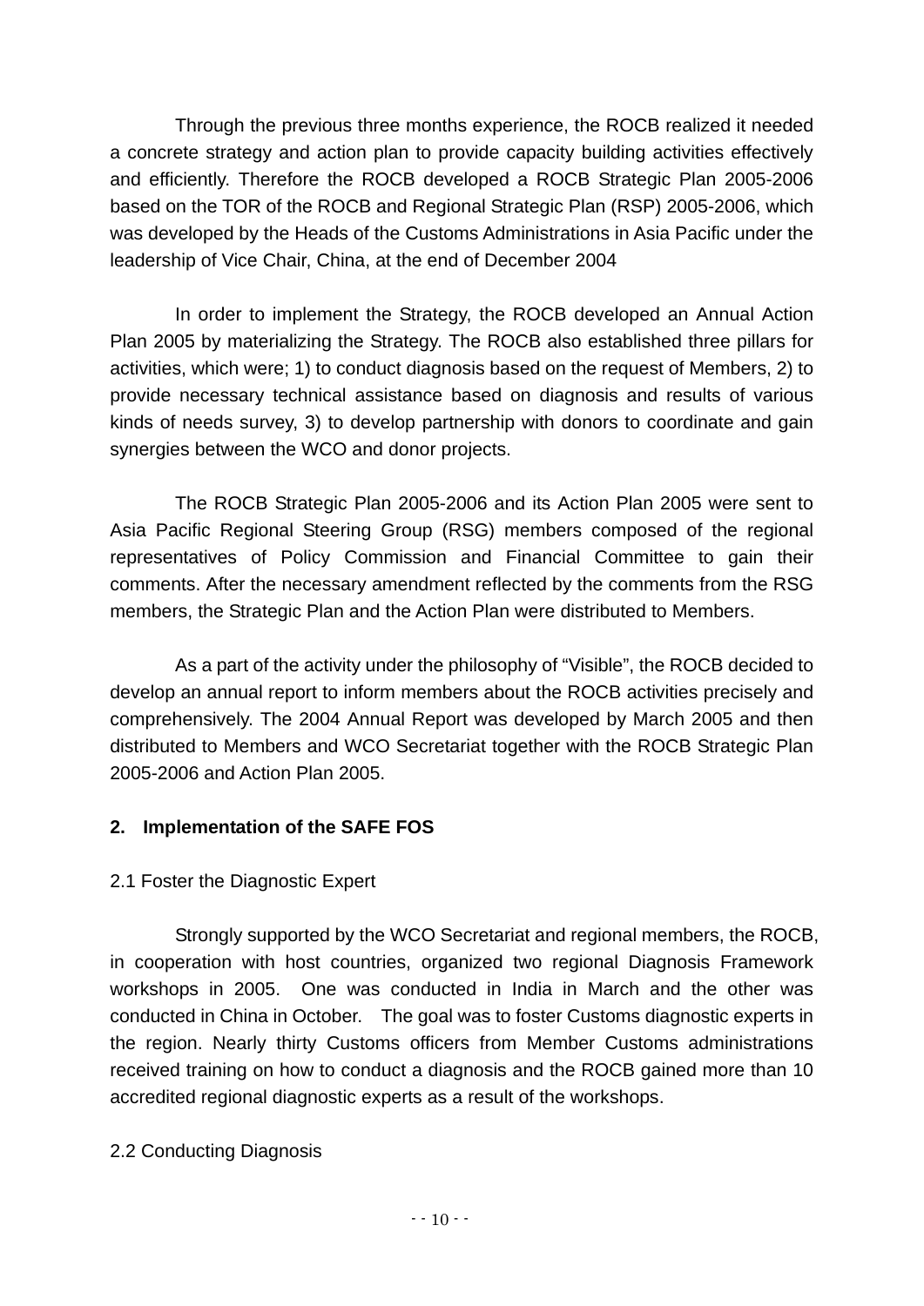Through the previous three months experience, the ROCB realized it needed a concrete strategy and action plan to provide capacity building activities effectively and efficiently. Therefore the ROCB developed a ROCB Strategic Plan 2005-2006 based on the TOR of the ROCB and Regional Strategic Plan (RSP) 2005-2006, which was developed by the Heads of the Customs Administrations in Asia Pacific under the leadership of Vice Chair, China, at the end of December 2004

In order to implement the Strategy, the ROCB developed an Annual Action Plan 2005 by materializing the Strategy. The ROCB also established three pillars for activities, which were; 1) to conduct diagnosis based on the request of Members, 2) to provide necessary technical assistance based on diagnosis and results of various kinds of needs survey, 3) to develop partnership with donors to coordinate and gain synergies between the WCO and donor projects.

The ROCB Strategic Plan 2005-2006 and its Action Plan 2005 were sent to Asia Pacific Regional Steering Group (RSG) members composed of the regional representatives of Policy Commission and Financial Committee to gain their comments. After the necessary amendment reflected by the comments from the RSG members, the Strategic Plan and the Action Plan were distributed to Members.

As a part of the activity under the philosophy of "Visible", the ROCB decided to develop an annual report to inform members about the ROCB activities precisely and comprehensively. The 2004 Annual Report was developed by March 2005 and then distributed to Members and WCO Secretariat together with the ROCB Strategic Plan 2005-2006 and Action Plan 2005.

## 2. Implementation of the SAFE FOS

### 2.1 Foster the Diagnostic Expert

Strongly supported by the WCO Secretariat and regional members, the ROCB, in cooperation with host countries, organized two regional Diagnosis Framework workshops in 2005. One was conducted in India in March and the other was conducted in China in October. The goal was to foster Customs diagnostic experts in the region. Nearly thirty Customs officers from Member Customs administrations received training on how to conduct a diagnosis and the ROCB gained more than 10 accredited regional diagnostic experts as a result of the workshops.

### 2.2 Conducting Diagnosis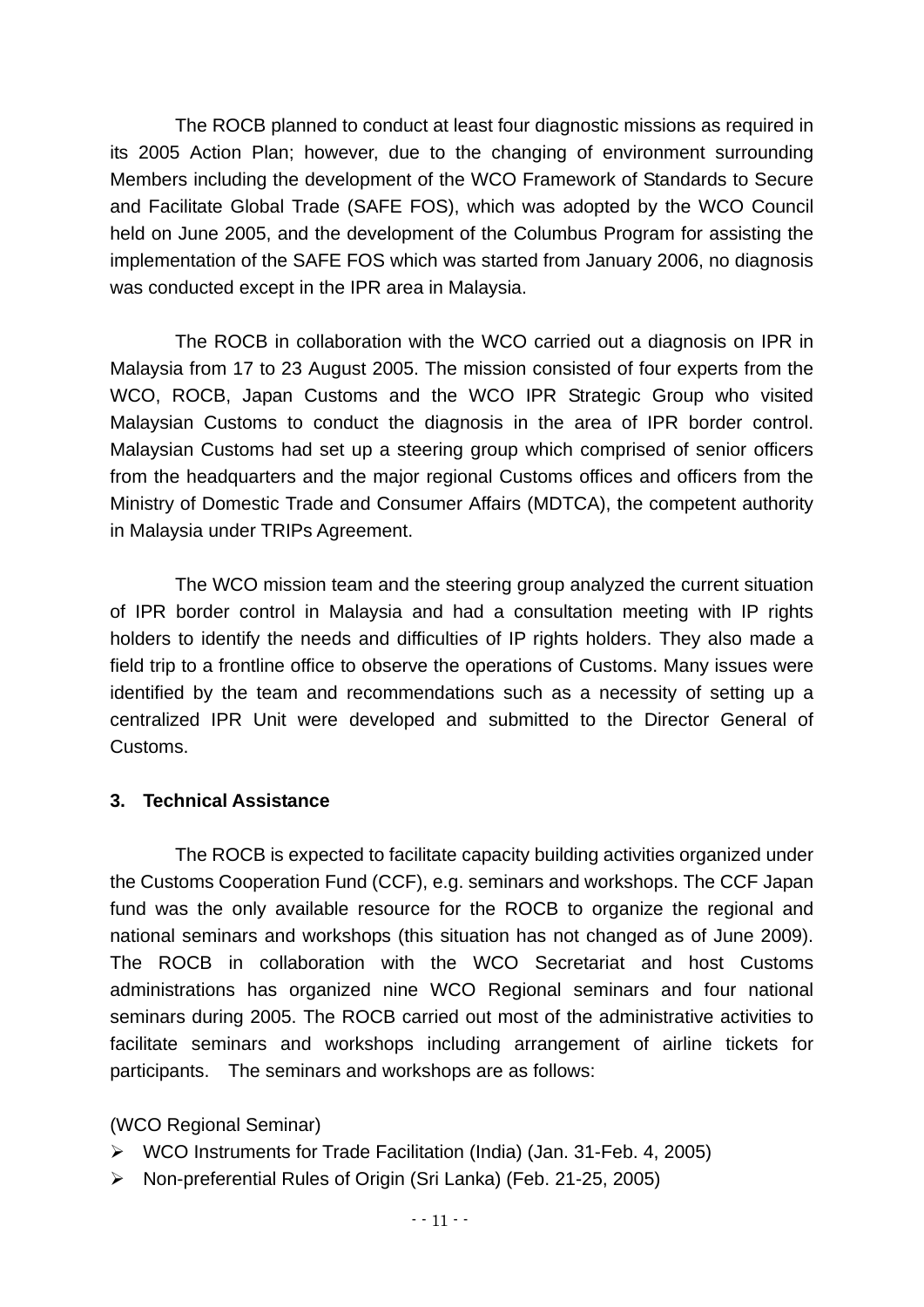The ROCB planned to conduct at least four diagnostic missions as required in its 2005 Action Plan; however, due to the changing of environment surrounding Members including the development of the WCO Framework of Standards to Secure and Facilitate Global Trade (SAFE FOS), which was adopted by the WCO Council held on June 2005, and the development of the Columbus Program for assisting the implementation of the SAFE FOS which was started from January 2006, no diagnosis was conducted except in the IPR area in Malaysia.

The ROCB in collaboration with the WCO carried out a diagnosis on IPR in Malaysia from 17 to 23 August 2005. The mission consisted of four experts from the WCO, ROCB, Japan Customs and the WCO IPR Strategic Group who visited Malaysian Customs to conduct the diagnosis in the area of IPR border control. Malaysian Customs had set up a steering group which comprised of senior officers from the headquarters and the major regional Customs offices and officers from the Ministry of Domestic Trade and Consumer Affairs (MDTCA), the competent authority in Malaysia under TRIPs Agreement.

The WCO mission team and the steering group analyzed the current situation of IPR border control in Malaysia and had a consultation meeting with IP rights holders to identify the needs and difficulties of IP rights holders. They also made a field trip to a frontline office to observe the operations of Customs. Many issues were identified by the team and recommendations such as a necessity of setting up a centralized IPR Unit were developed and submitted to the Director General of Customs.

## 3. Technical Assistance

The ROCB is expected to facilitate capacity building activities organized under the Customs Cooperation Fund (CCF), e.g. seminars and workshops. The CCF Japan fund was the only available resource for the ROCB to organize the regional and national seminars and workshops (this situation has not changed as of June 2009). The ROCB in collaboration with the WCO Secretariat and host Customs administrations has organized nine WCO Regional seminars and four national seminars during 2005. The ROCB carried out most of the administrative activities to facilitate seminars and workshops including arrangement of airline tickets for participants. The seminars and workshops are as follows:

(WCO Regional Seminar)

- WCO Instruments for Trade Facilitation (India) (Jan. 31-Feb. 4, 2005)
- Non-preferential Rules of Origin (Sri Lanka) (Feb. 21-25, 2005)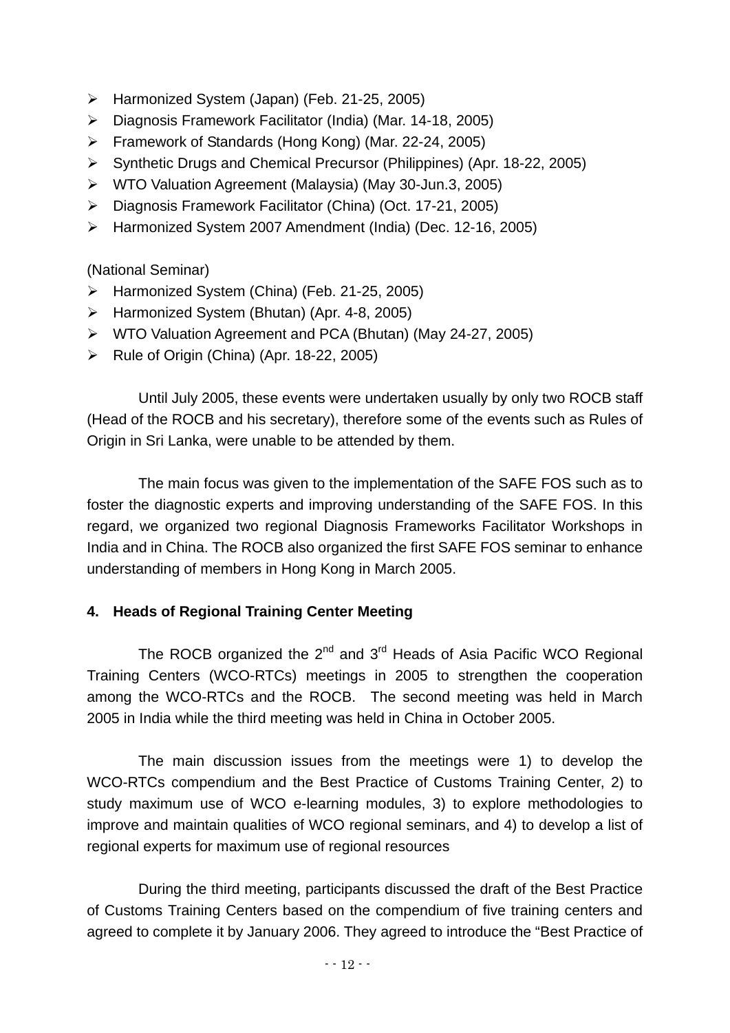- Harmonized System (Japan) (Feb. 21-25, 2005)
- Diagnosis Framework Facilitator (India) (Mar. 14-18, 2005)
- Framework of Standards (Hong Kong) (Mar. 22-24, 2005)
- Synthetic Drugs and Chemical Precursor (Philippines) (Apr. 18-22, 2005)
- WTO Valuation Agreement (Malaysia) (May 30-Jun.3, 2005)
- Diagnosis Framework Facilitator (China) (Oct. 17-21, 2005)
- Harmonized System 2007 Amendment (India) (Dec. 12-16, 2005)

(National Seminar)

- Harmonized System (China) (Feb. 21-25, 2005)
- Harmonized System (Bhutan) (Apr. 4-8, 2005)
- WTO Valuation Agreement and PCA (Bhutan) (May 24-27, 2005)
- Rule of Origin (China) (Apr. 18-22, 2005)

Until July 2005, these events were undertaken usually by only two ROCB staff (Head of the ROCB and his secretary), therefore some of the events such as Rules of Origin in Sri Lanka, were unable to be attended by them.

The main focus was given to the implementation of the SAFE FOS such as to foster the diagnostic experts and improving understanding of the SAFE FOS. In this regard, we organized two regional Diagnosis Frameworks Facilitator Workshops in India and in China. The ROCB also organized the first SAFE FOS seminar to enhance understanding of members in Hong Kong in March 2005.

#### 4. Heads of Regional Training Center Meeting

The ROCB organized the 2nd and 3rd Heads of Asia Pacific WCO Regional Training Centers (WCO-RTCs) meetings in 2005 to strengthen the cooperation among the WCO-RTCs and the ROCB. The second meeting was held in March 2005 in India while the third meeting was held in China in October 2005.

The main discussion issues from the meetings were 1) to develop the WCO-RTCs compendium and the Best Practice of Customs Training Center, 2) to study maximum use of WCO e-learning modules, 3) to explore methodologies to improve and maintain qualities of WCO regional seminars, and 4) to develop a list of regional experts for maximum use of regional resources

During the third meeting, participants discussed the draft of the Best Practice of Customs Training Centers based on the compendium of five training centers and agreed to complete it by January 2006. They agreed to introduce the "Best Practice of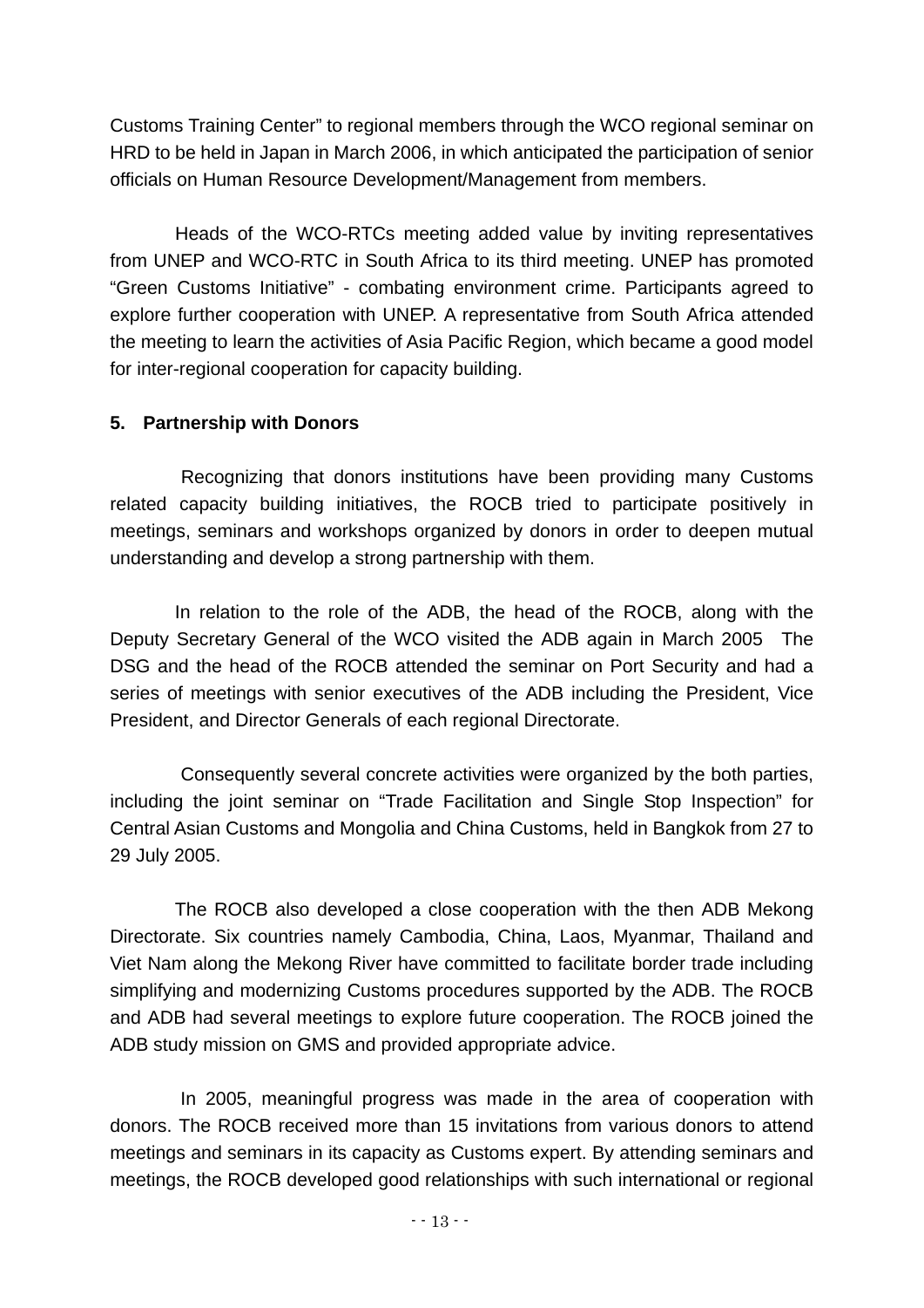Customs Training Center" to regional members through the WCO regional seminar on HRD to be held in Japan in March 2006, in which anticipated the participation of senior officials on Human Resource Development/Management from members.

Heads of the WCO-RTCs meeting added value by inviting representatives from UNEP and WCO-RTC in South Africa to its third meeting. UNEP has promoted "Green Customs Initiative" - combating environment crime. Participants agreed to explore further cooperation with UNEP. A representative from South Africa attended the meeting to learn the activities of Asia Pacific Region, which became a good model for inter-regional cooperation for capacity building.

**5. Partnership with Donors**

Recognizing that donors institutions have been providing many Customs related capacity building initiatives, the ROCB tried to participate positively in meetings, seminars and workshops organized by donors in order to deepen mutual understanding and develop a strong partnership with them.

In relation to the role of the ADB, the head of the ROCB, along with the Deputy Secretary General of the WCO visited the ADB again in March 2005 The DSG and the head of the ROCB attended the seminar on Port Security and had a series of meetings with senior executives of the ADB including the President, Vice President, and Director Generals of each regional Directorate.

Consequently several concrete activities were organized by the both parties, including the joint seminar on "Trade Facilitation and Single Stop Inspection" for Central Asian Customs and Mongolia and China Customs, held in Bangkok from 27 to 29 July 2005.

The ROCB also developed a close cooperation with the then ADB Mekong Directorate. Six countries namely Cambodia, China, Laos, Myanmar, Thailand and Viet Nam along the Mekong River have committed to facilitate border trade including simplifying and modernizing Customs procedures supported by the ADB. The ROCB and ADB had several meetings to explore future cooperation. The ROCB joined the ADB study mission on GMS and provided appropriate advice.

In 2005, meaningful progress was made in the area of cooperation with donors. The ROCB received more than 15 invitations from various donors to attend meetings and seminars in its capacity as Customs expert. By attending seminars and meetings, the ROCB developed good relationships with such international or regional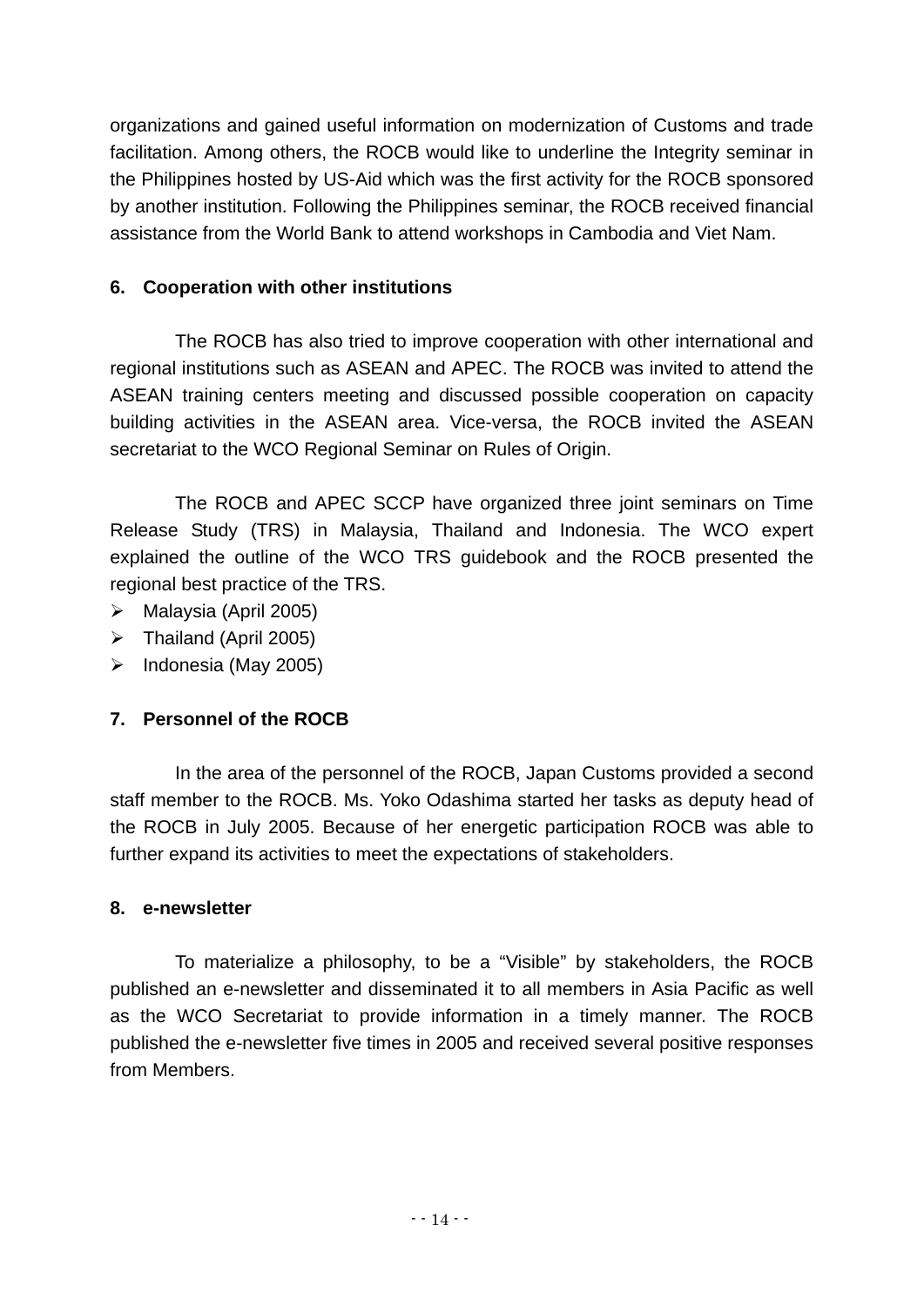organizations and gained useful information on modernization of Customs and trade facilitation. Among others, the ROCB would like to underline the Integrity seminar in the Philippines hosted by US-Aid which was the first activity for the ROCB sponsored by another institution. Following the Philippines seminar, the ROCB received financial assistance from the World Bank to attend workshops in Cambodia and Viet Nam.

**6. Cooperation with other institutions**

The ROCB has also tried to improve cooperation with other international and regional institutions such as ASEAN and APEC. The ROCB was invited to attend the ASEAN training centers meeting and discussed possible cooperation on capacity building activities in the ASEAN area. Vice-versa, the ROCB invited the ASEAN secretariat to the WCO Regional Seminar on Rules of Origin.

The ROCB and APEC SCCP have organized three joint seminars on Time Release Study (TRS) in Malaysia, Thailand and Indonesia. The WCO expert explained the outline of the WCO TRS guidebook and the ROCB presented the regional best practice of the TRS.

- Malaysia (April 2005)
- Thailand (April 2005)
- Indonesia (May 2005)

**7. Personnel of the ROCB**

In the area of the personnel of the ROCB, Japan Customs provided a second staff member to the ROCB. Ms. Yoko Odashima started her tasks as deputy head of the ROCB in July 2005. Because of her energetic participation ROCB was able to further expand its activities to meet the expectations of stakeholders.

**8. e-newsletter**

To materialize a philosophy, to be a “Visible” by stakeholders, the ROCB published an e-newsletter and disseminated it to all members in Asia Pacific as well as the WCO Secretariat to provide information in a timely manner. The ROCB published the e-newsletter five times in 2005 and received several positive responses from Members.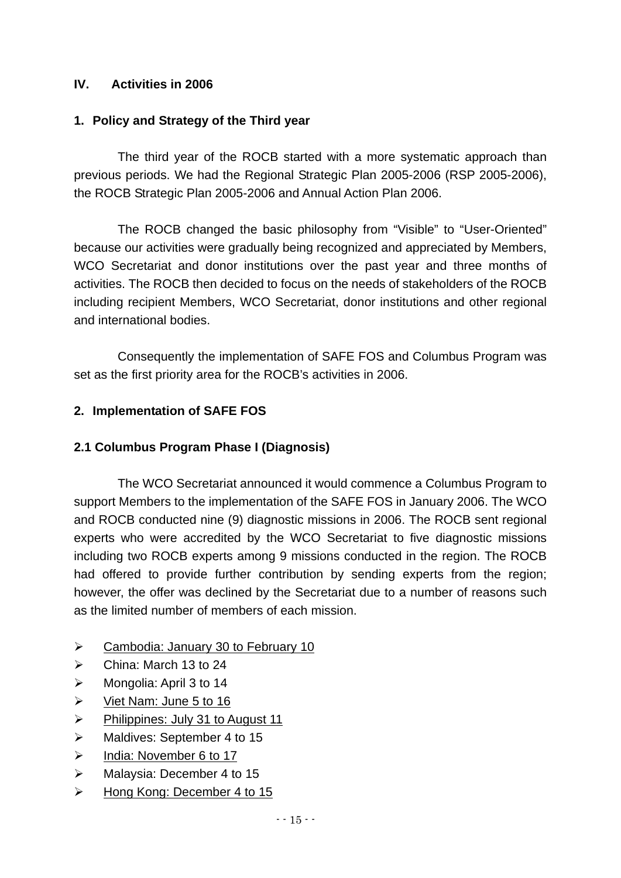## IV. Activities in 2006

### 1. Policy and Strategy of the Third year

The third year of the ROCB started with a more systematic approach than previous periods. We had the Regional Strategic Plan 2005-2006 (RSP 2005-2006), the ROCB Strategic Plan 2005-2006 and Annual Action Plan 2006.

The ROCB changed the basic philosophy from "Visible" to "User-Oriented" because our activities were gradually being recognized and appreciated by Members, WCO Secretariat and donor institutions over the past year and three months of activities. The ROCB then decided to focus on the needs of stakeholders of the ROCB including recipient Members, WCO Secretariat, donor institutions and other regional and international bodies.

Consequently the implementation of SAFE FOS and Columbus Program was set as the first priority area for the ROCB's activities in 2006.

### 2. Implementation of SAFE FOS

#### 2.1 Columbus Program Phase I (Diagnosis)

The WCO Secretariat announced it would commence a Columbus Program to support Members to the implementation of the SAFE FOS in January 2006. The WCO and ROCB conducted nine (9) diagnostic missions in 2006. The ROCB sent regional experts who were accredited by the WCO Secretariat to five diagnostic missions including two ROCB experts among 9 missions conducted in the region. The ROCB had offered to provide further contribution by sending experts from the region; however, the offer was declined by the Secretariat due to a number of reasons such as the limited number of members of each mission.

- <u>Cambodia: January 30 to February 10</u>
- China: March 13 to 24
- Mongolia: April 3 to 14
- <u>Viet Nam: June 5 to 16</u>
- <u>Philippines: July 31 to August 11</u>
- Maldives: September 4 to 15
- <u>India: November 6 to 17</u>
- Malaysia: December 4 to 15
- <u>Hong Kong: December 4 to 15</u>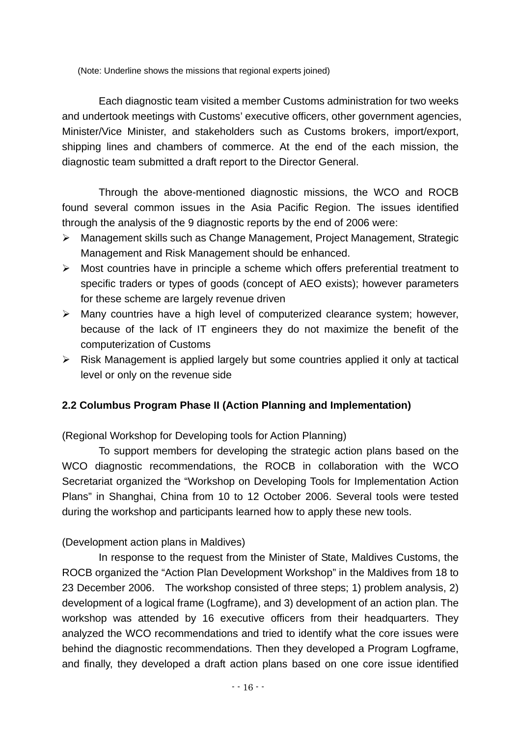(Note: Underline shows the missions that regional experts joined)

Each diagnostic team visited a member Customs administration for two weeks and undertook meetings with Customs' executive officers, other government agencies, Minister/Vice Minister, and stakeholders such as Customs brokers, import/export, shipping lines and chambers of commerce. At the end of the each mission, the diagnostic team submitted a draft report to the Director General.

Through the above-mentioned diagnostic missions, the WCO and ROCB found several common issues in the Asia Pacific Region. The issues identified through the analysis of the 9 diagnostic reports by the end of 2006 were:

- Management skills such as Change Management, Project Management, Strategic Management and Risk Management should be enhanced.
- Most countries have in principle a scheme which offers preferential treatment to specific traders or types of goods (concept of AEO exists); however parameters for these scheme are largely revenue driven
- Many countries have a high level of computerized clearance system; however, because of the lack of IT engineers they do not maximize the benefit of the computerization of Customs
- Risk Management is applied largely but some countries applied it only at tactical level or only on the revenue side

## 2.2 Columbus Program Phase II (Action Planning and Implementation)

(Regional Workshop for Developing tools for Action Planning)

To support members for developing the strategic action plans based on the WCO diagnostic recommendations, the ROCB in collaboration with the WCO Secretariat organized the "Workshop on Developing Tools for Implementation Action Plans" in Shanghai, China from 10 to 12 October 2006. Several tools were tested during the workshop and participants learned how to apply these new tools.

(Development action plans in Maldives)

In response to the request from the Minister of State, Maldives Customs, the ROCB organized the "Action Plan Development Workshop" in the Maldives from 18 to 23 December 2006. The workshop consisted of three steps; 1) problem analysis, 2) development of a logical frame (Logframe), and 3) development of an action plan. The workshop was attended by 16 executive officers from their headquarters. They analyzed the WCO recommendations and tried to identify what the core issues were behind the diagnostic recommendations. Then they developed a Program Logframe, and finally, they developed a draft action plans based on one core issue identified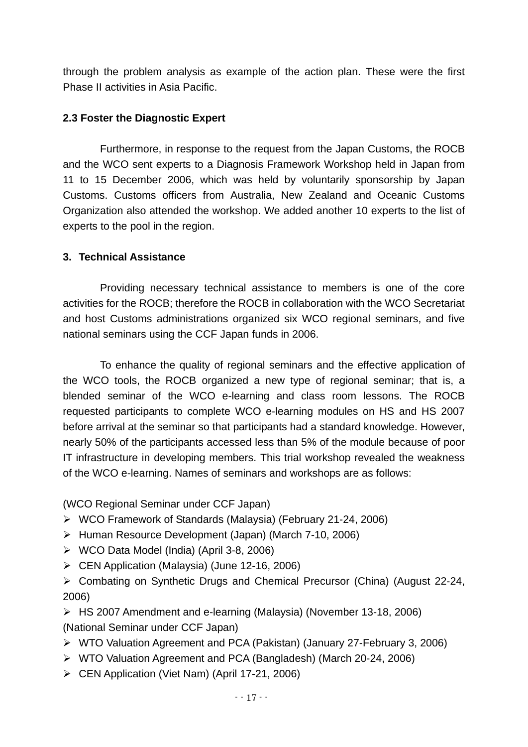through the problem analysis as example of the action plan. These were the first Phase II activities in Asia Pacific.

**2.3 Foster the Diagnostic Expert**

Furthermore, in response to the request from the Japan Customs, the ROCB and the WCO sent experts to a Diagnosis Framework Workshop held in Japan from 11 to 15 December 2006, which was held by voluntarily sponsorship by Japan Customs. Customs officers from Australia, New Zealand and Oceanic Customs Organization also attended the workshop. We added another 10 experts to the list of experts to the pool in the region.

**3. Technical Assistance**

Providing necessary technical assistance to members is one of the core activities for the ROCB; therefore the ROCB in collaboration with the WCO Secretariat and host Customs administrations organized six WCO regional seminars, and five national seminars using the CCF Japan funds in 2006.

To enhance the quality of regional seminars and the effective application of the WCO tools, the ROCB organized a new type of regional seminar; that is, a blended seminar of the WCO e-learning and class room lessons. The ROCB requested participants to complete WCO e-learning modules on HS and HS 2007 before arrival at the seminar so that participants had a standard knowledge. However, nearly 50% of the participants accessed less than 5% of the module because of poor IT infrastructure in developing members. This trial workshop revealed the weakness of the WCO e-learning. Names of seminars and workshops are as follows:

(WCO Regional Seminar under CCF Japan)

- WCO Framework of Standards (Malaysia) (February 21-24, 2006)
- Human Resource Development (Japan) (March 7-10, 2006)
- WCO Data Model (India) (April 3-8, 2006)
- CEN Application (Malaysia) (June 12-16, 2006)
- Combating on Synthetic Drugs and Chemical Precursor (China) (August 22-24, 2006)
- HS 2007 Amendment and e-learning (Malaysia) (November 13-18, 2006)

(National Seminar under CCF Japan)

- WTO Valuation Agreement and PCA (Pakistan) (January 27-February 3, 2006)
- WTO Valuation Agreement and PCA (Bangladesh) (March 20-24, 2006)
- CEN Application (Viet Nam) (April 17-21, 2006)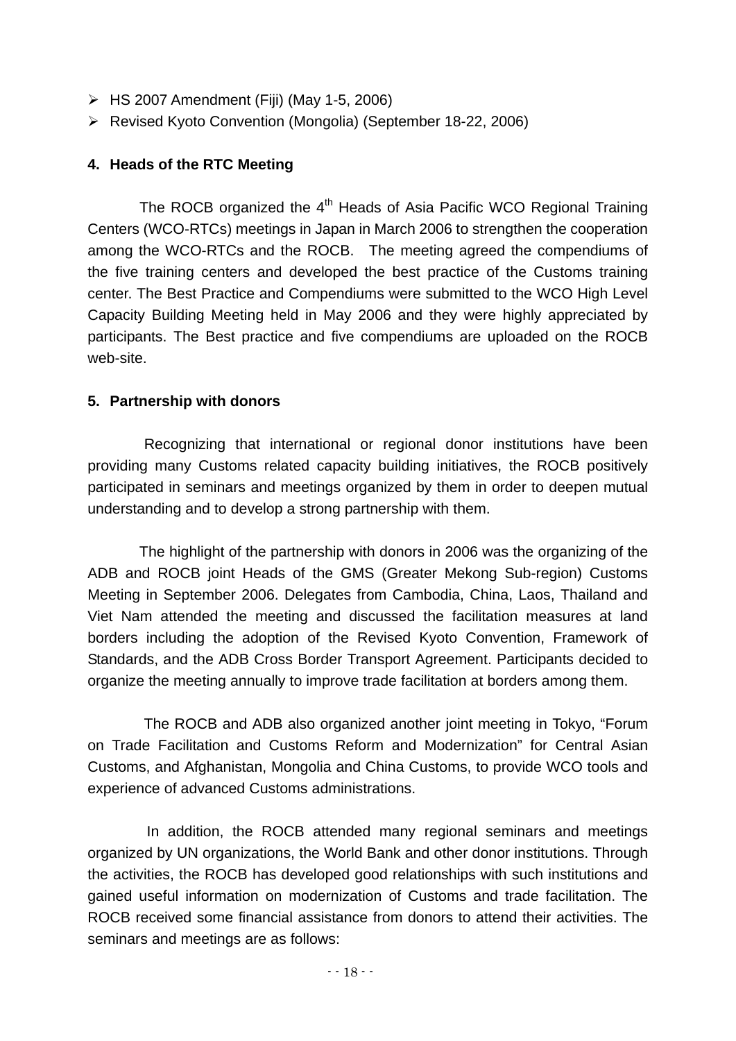- HS 2007 Amendment (Fiji) (May 1-5, 2006)
- Revised Kyoto Convention (Mongolia) (September 18-22, 2006)

## 4. Heads of the RTC Meeting

The ROCB organized the 4th Heads of Asia Pacific WCO Regional Training Centers (WCO-RTCs) meetings in Japan in March 2006 to strengthen the cooperation among the WCO-RTCs and the ROCB. The meeting agreed the compendiums of the five training centers and developed the best practice of the Customs training center. The Best Practice and Compendiums were submitted to the WCO High Level Capacity Building Meeting held in May 2006 and they were highly appreciated by participants. The Best practice and five compendiums are uploaded on the ROCB web-site.

## 5. Partnership with donors

Recognizing that international or regional donor institutions have been providing many Customs related capacity building initiatives, the ROCB positively participated in seminars and meetings organized by them in order to deepen mutual understanding and to develop a strong partnership with them.

The highlight of the partnership with donors in 2006 was the organizing of the ADB and ROCB joint Heads of the GMS (Greater Mekong Sub-region) Customs Meeting in September 2006. Delegates from Cambodia, China, Laos, Thailand and Viet Nam attended the meeting and discussed the facilitation measures at land borders including the adoption of the Revised Kyoto Convention, Framework of Standards, and the ADB Cross Border Transport Agreement. Participants decided to organize the meeting annually to improve trade facilitation at borders among them.

The ROCB and ADB also organized another joint meeting in Tokyo, "Forum on Trade Facilitation and Customs Reform and Modernization" for Central Asian Customs, and Afghanistan, Mongolia and China Customs, to provide WCO tools and experience of advanced Customs administrations.

In addition, the ROCB attended many regional seminars and meetings organized by UN organizations, the World Bank and other donor institutions. Through the activities, the ROCB has developed good relationships with such institutions and gained useful information on modernization of Customs and trade facilitation. The ROCB received some financial assistance from donors to attend their activities. The seminars and meetings are as follows: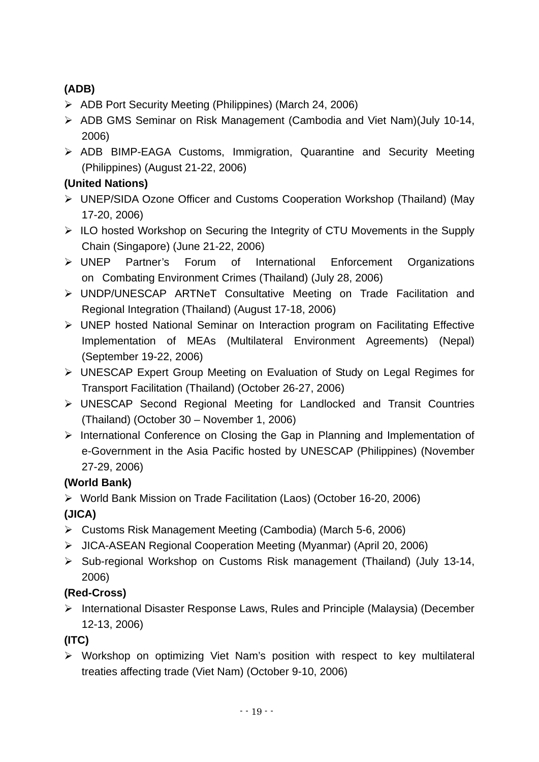**(ADB)**

- ADB Port Security Meeting (Philippines) (March 24, 2006)
- ADB GMS Seminar on Risk Management (Cambodia and Viet Nam)(July 10-14, 2006)
- ADB BIMP-EAGA Customs, Immigration, Quarantine and Security Meeting (Philippines) (August 21-22, 2006)

**(United Nations)**

- UNEP/SIDA Ozone Officer and Customs Cooperation Workshop (Thailand) (May 17-20, 2006)
- ILO hosted Workshop on Securing the Integrity of CTU Movements in the Supply Chain (Singapore) (June 21-22, 2006)
- UNEP Partner's Forum of International Enforcement Organizations on Combating Environment Crimes (Thailand) (July 28, 2006)
- UNDP/UNESCAP ARTNeT Consultative Meeting on Trade Facilitation and Regional Integration (Thailand) (August 17-18, 2006)
- UNEP hosted National Seminar on Interaction program on Facilitating Effective Implementation of MEAs (Multilateral Environment Agreements) (Nepal) (September 19-22, 2006)
- UNESCAP Expert Group Meeting on Evaluation of Study on Legal Regimes for Transport Facilitation (Thailand) (October 26-27, 2006)
- UNESCAP Second Regional Meeting for Landlocked and Transit Countries (Thailand) (October 30 – November 1, 2006)
- International Conference on Closing the Gap in Planning and Implementation of e-Government in the Asia Pacific hosted by UNESCAP (Philippines) (November 27-29, 2006)

**(World Bank)**

- World Bank Mission on Trade Facilitation (Laos) (October 16-20, 2006)

**(JICA)**

- Customs Risk Management Meeting (Cambodia) (March 5-6, 2006)
- JICA-ASEAN Regional Cooperation Meeting (Myanmar) (April 20, 2006)
- Sub-regional Workshop on Customs Risk management (Thailand) (July 13-14, 2006)

**(Red-Cross)**

- International Disaster Response Laws, Rules and Principle (Malaysia) (December 12-13, 2006)

**(ITC)**

- Workshop on optimizing Viet Nam's position with respect to key multilateral treaties affecting trade (Viet Nam) (October 9-10, 2006)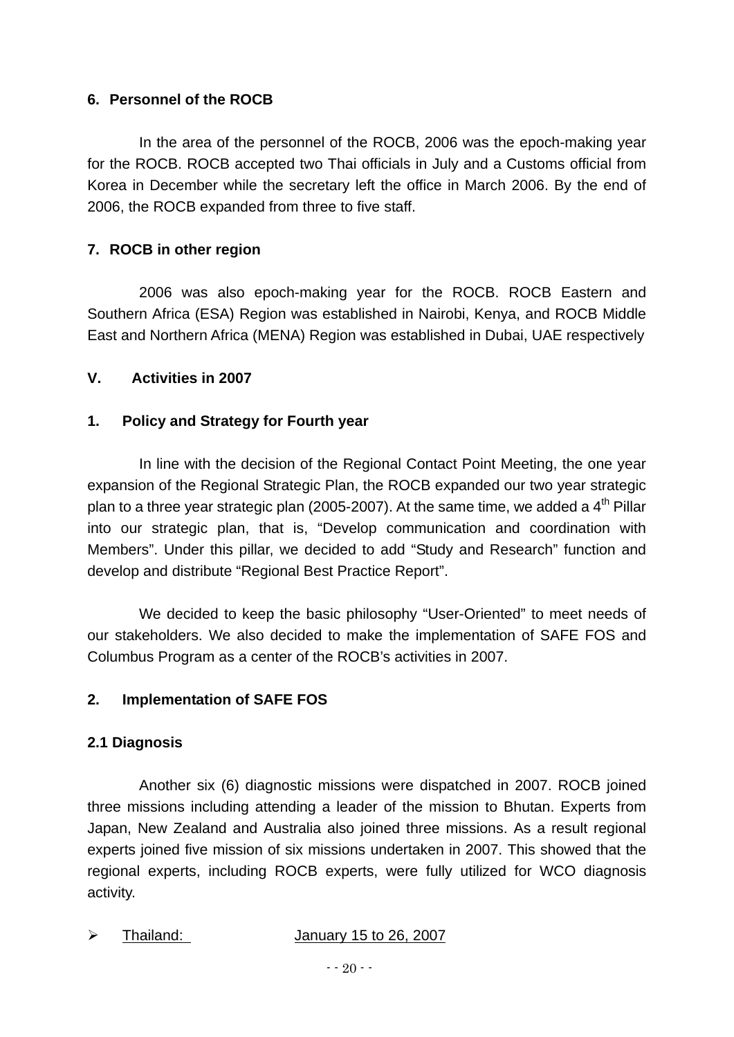### 6. Personnel of the ROCB

In the area of the personnel of the ROCB, 2006 was the epoch-making year for the ROCB. ROCB accepted two Thai officials in July and a Customs official from Korea in December while the secretary left the office in March 2006. By the end of 2006, the ROCB expanded from three to five staff.

### 7. ROCB in other region

2006 was also epoch-making year for the ROCB. ROCB Eastern and Southern Africa (ESA) Region was established in Nairobi, Kenya, and ROCB Middle East and Northern Africa (MENA) Region was established in Dubai, UAE respectively

## V. Activities in 2007

### 1. Policy and Strategy for Fourth year

In line with the decision of the Regional Contact Point Meeting, the one year expansion of the Regional Strategic Plan, the ROCB expanded our two year strategic plan to a three year strategic plan (2005-2007). At the same time, we added a 4th Pillar into our strategic plan, that is, "Develop communication and coordination with Members". Under this pillar, we decided to add "Study and Research" function and develop and distribute "Regional Best Practice Report".

We decided to keep the basic philosophy "User-Oriented" to meet needs of our stakeholders. We also decided to make the implementation of SAFE FOS and Columbus Program as a center of the ROCB's activities in 2007.

### 2. Implementation of SAFE FOS

#### 2.1 Diagnosis

Another six (6) diagnostic missions were dispatched in 2007. ROCB joined three missions including attending a leader of the mission to Bhutan. Experts from Japan, New Zealand and Australia also joined three missions. As a result regional experts joined five mission of six missions undertaken in 2007. This showed that the regional experts, including ROCB experts, were fully utilized for WCO diagnosis activity.

- Thailand: January 15 to 26, 2007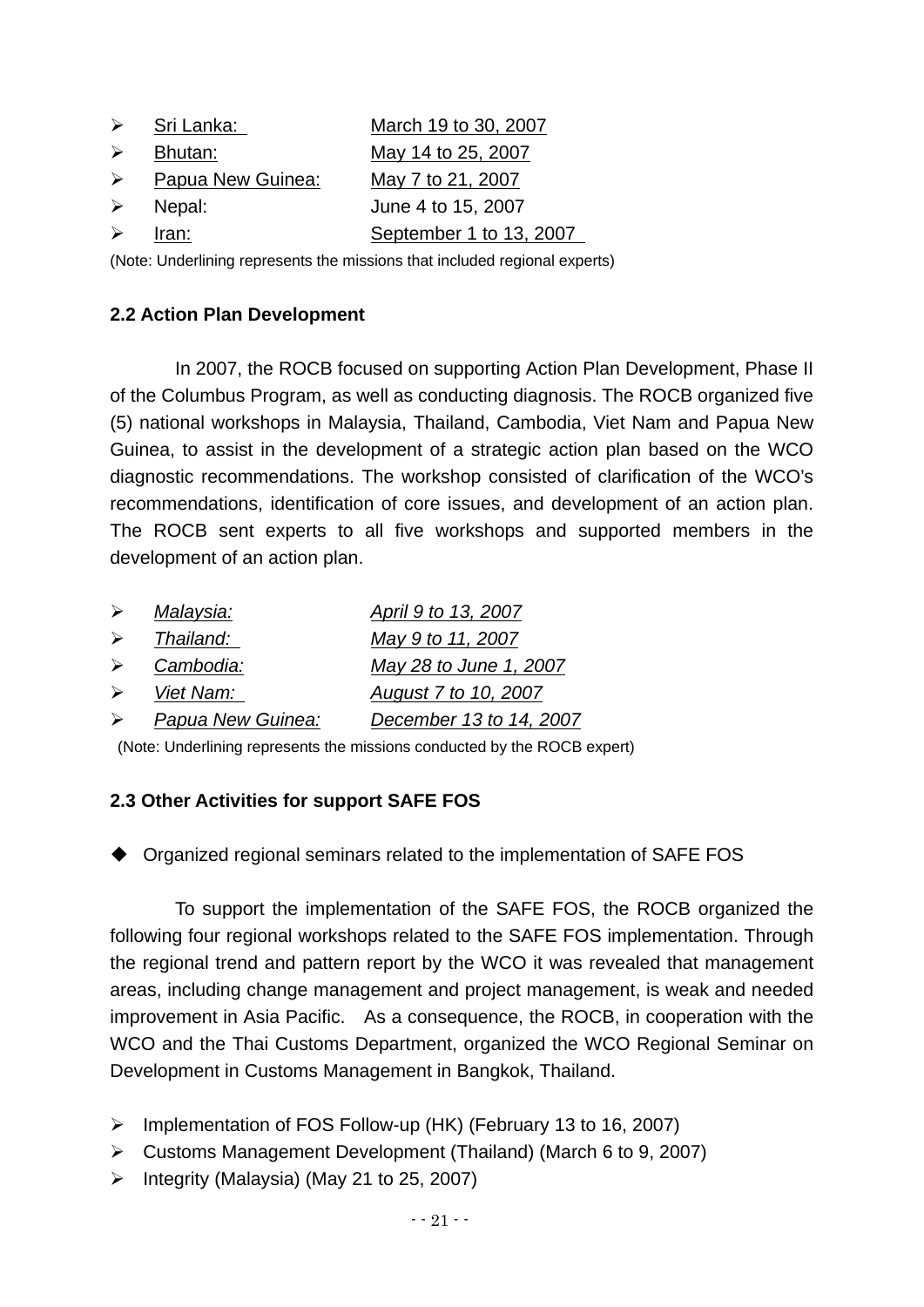- Sri Lanka: March 19 to 30, 2007
- Bhutan: May 14 to 25, 2007
- Papua New Guinea: May 7 to 21, 2007
- Nepal: June 4 to 15, 2007
- Iran: September 1 to 13, 2007

(Note: Underlining represents the missions that included regional experts)

**2.2 Action Plan Development**

In 2007, the ROCB focused on supporting Action Plan Development, Phase II of the Columbus Program, as well as conducting diagnosis. The ROCB organized five (5) national workshops in Malaysia, Thailand, Cambodia, Viet Nam and Papua New Guinea, to assist in the development of a strategic action plan based on the WCO diagnostic recommendations. The workshop consisted of clarification of the WCO's recommendations, identification of core issues, and development of an action plan. The ROCB sent experts to all five workshops and supported members in the development of an action plan.

- *Malaysia:* *April 9 to 13, 2007*
- *Thailand:* *May 9 to 11, 2007*
- *Cambodia:* *May 28 to June 1, 2007*
- *Viet Nam:* *August 7 to 10, 2007*
- *Papua New Guinea:* *December 13 to 14, 2007*

(Note: Underlining represents the missions conducted by the ROCB expert)

**2.3 Other Activities for support SAFE FOS**

- Organized regional seminars related to the implementation of SAFE FOS

To support the implementation of the SAFE FOS, the ROCB organized the following four regional workshops related to the SAFE FOS implementation. Through the regional trend and pattern report by the WCO it was revealed that management areas, including change management and project management, is weak and needed improvement in Asia Pacific. As a consequence, the ROCB, in cooperation with the WCO and the Thai Customs Department, organized the WCO Regional Seminar on Development in Customs Management in Bangkok, Thailand.

- Implementation of FOS Follow-up (HK) (February 13 to 16, 2007)
- Customs Management Development (Thailand) (March 6 to 9, 2007)
- Integrity (Malaysia) (May 21 to 25, 2007)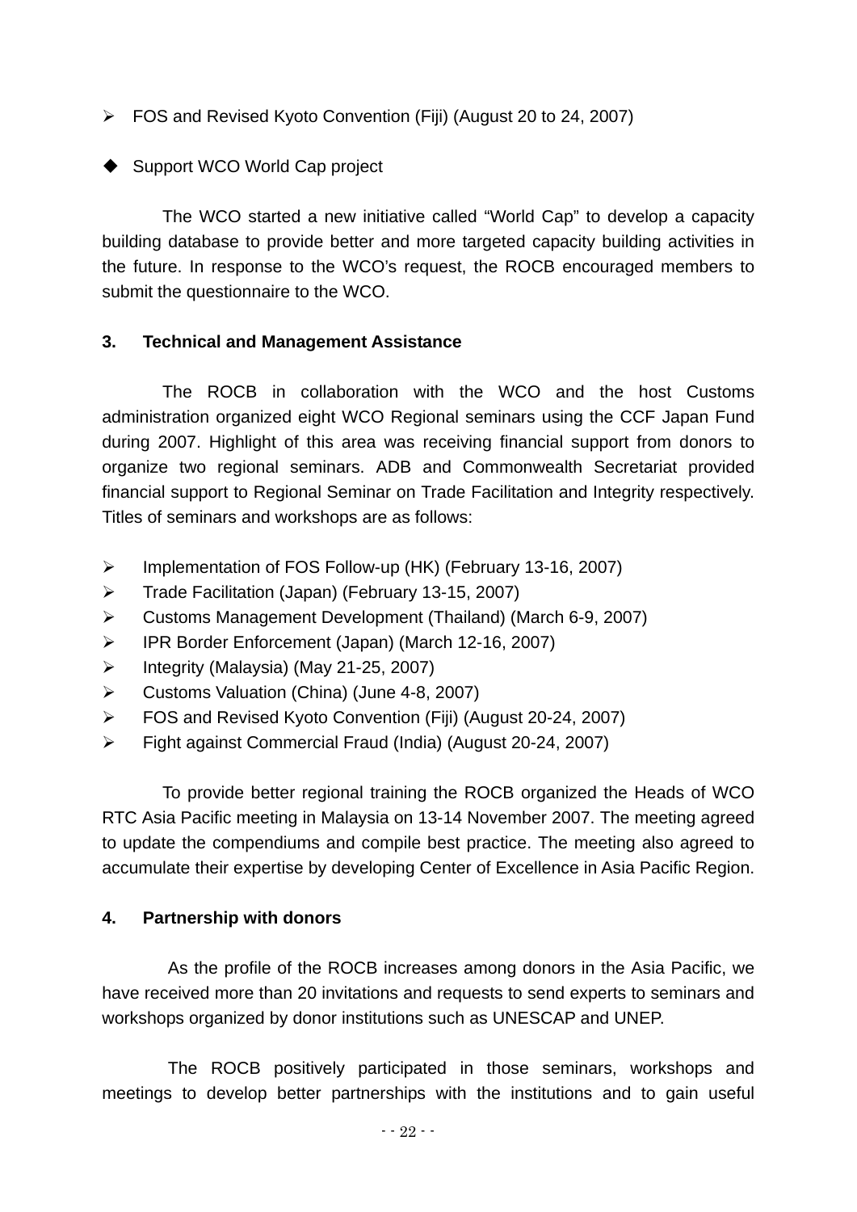- FOS and Revised Kyoto Convention (Fiji) (August 20 to 24, 2007)

- Support WCO World Cap project

The WCO started a new initiative called "World Cap" to develop a capacity building database to provide better and more targeted capacity building activities in the future. In response to the WCO's request, the ROCB encouraged members to submit the questionnaire to the WCO.

**3. Technical and Management Assistance**

The ROCB in collaboration with the WCO and the host Customs administration organized eight WCO Regional seminars using the CCF Japan Fund during 2007. Highlight of this area was receiving financial support from donors to organize two regional seminars. ADB and Commonwealth Secretariat provided financial support to Regional Seminar on Trade Facilitation and Integrity respectively. Titles of seminars and workshops are as follows:

- Implementation of FOS Follow-up (HK) (February 13-16, 2007)
- Trade Facilitation (Japan) (February 13-15, 2007)
- Customs Management Development (Thailand) (March 6-9, 2007)
- IPR Border Enforcement (Japan) (March 12-16, 2007)
- Integrity (Malaysia) (May 21-25, 2007)
- Customs Valuation (China) (June 4-8, 2007)
- FOS and Revised Kyoto Convention (Fiji) (August 20-24, 2007)
- Fight against Commercial Fraud (India) (August 20-24, 2007)

To provide better regional training the ROCB organized the Heads of WCO RTC Asia Pacific meeting in Malaysia on 13-14 November 2007. The meeting agreed to update the compendiums and compile best practice. The meeting also agreed to accumulate their expertise by developing Center of Excellence in Asia Pacific Region.

**4. Partnership with donors**

As the profile of the ROCB increases among donors in the Asia Pacific, we have received more than 20 invitations and requests to send experts to seminars and workshops organized by donor institutions such as UNESCAP and UNEP.

The ROCB positively participated in those seminars, workshops and meetings to develop better partnerships with the institutions and to gain useful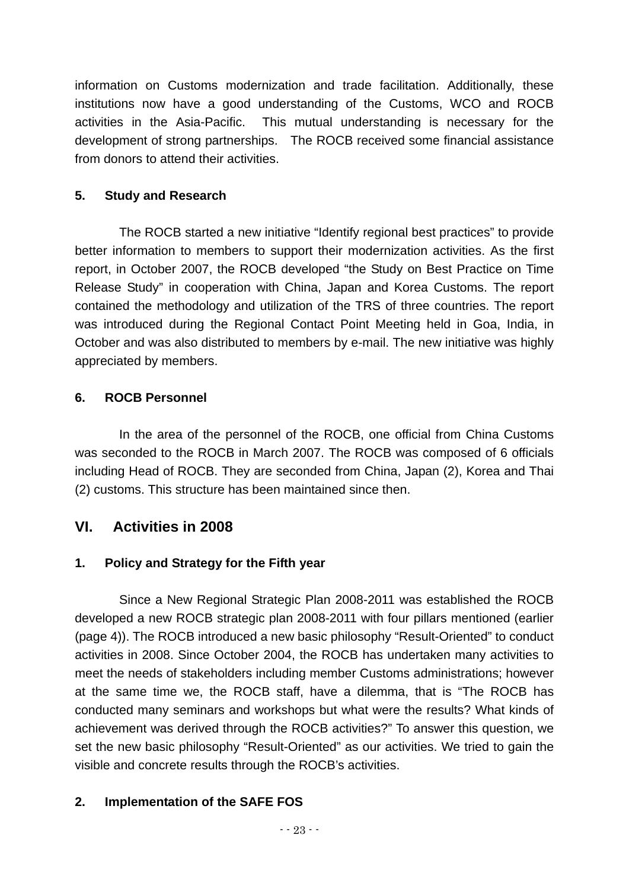information on Customs modernization and trade facilitation. Additionally, these institutions now have a good understanding of the Customs, WCO and ROCB activities in the Asia-Pacific. This mutual understanding is necessary for the development of strong partnerships. The ROCB received some financial assistance from donors to attend their activities.

### 5. Study and Research

The ROCB started a new initiative "Identify regional best practices" to provide better information to members to support their modernization activities. As the first report, in October 2007, the ROCB developed "the Study on Best Practice on Time Release Study" in cooperation with China, Japan and Korea Customs. The report contained the methodology and utilization of the TRS of three countries. The report was introduced during the Regional Contact Point Meeting held in Goa, India, in October and was also distributed to members by e-mail. The new initiative was highly appreciated by members.

### 6. ROCB Personnel

In the area of the personnel of the ROCB, one official from China Customs was seconded to the ROCB in March 2007. The ROCB was composed of 6 officials including Head of ROCB. They are seconded from China, Japan (2), Korea and Thai (2) customs. This structure has been maintained since then.

## VI. Activities in 2008

### 1. Policy and Strategy for the Fifth year

Since a New Regional Strategic Plan 2008-2011 was established the ROCB developed a new ROCB strategic plan 2008-2011 with four pillars mentioned (earlier (page 4)). The ROCB introduced a new basic philosophy "Result-Oriented" to conduct activities in 2008. Since October 2004, the ROCB has undertaken many activities to meet the needs of stakeholders including member Customs administrations; however at the same time we, the ROCB staff, have a dilemma, that is "The ROCB has conducted many seminars and workshops but what were the results? What kinds of achievement was derived through the ROCB activities?" To answer this question, we set the new basic philosophy "Result-Oriented" as our activities. We tried to gain the visible and concrete results through the ROCB's activities.

### 2. Implementation of the SAFE FOS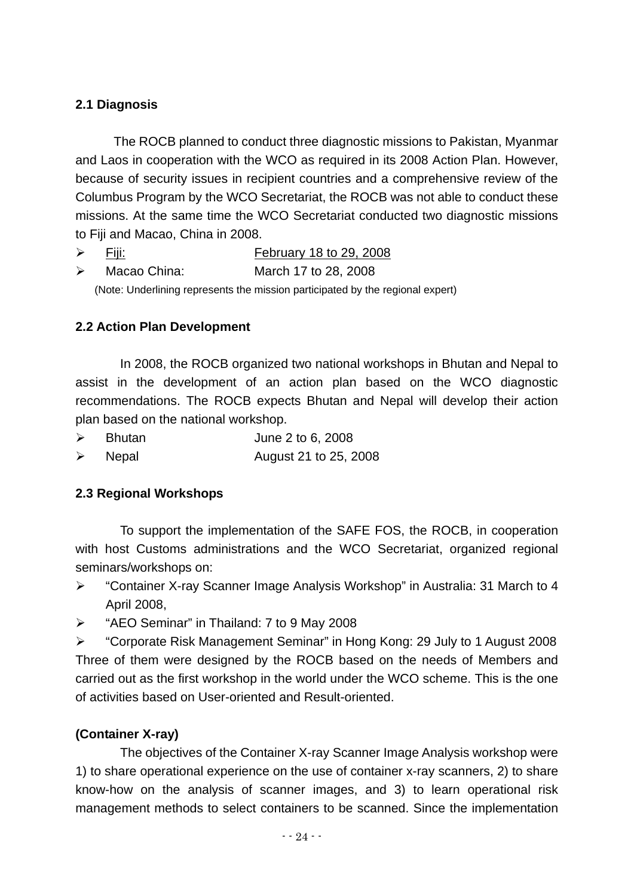### 2.1 Diagnosis

The ROCB planned to conduct three diagnostic missions to Pakistan, Myanmar and Laos in cooperation with the WCO as required in its 2008 Action Plan. However, because of security issues in recipient countries and a comprehensive review of the Columbus Program by the WCO Secretariat, the ROCB was not able to conduct these missions. At the same time the WCO Secretariat conducted two diagnostic missions to Fiji and Macao, China in 2008.

- <u>Fiji:</u> <u>February 18 to 29, 2008</u>
- Macao China: March 17 to 28, 2008

(Note: Underlining represents the mission participated by the regional expert)

### 2.2 Action Plan Development

In 2008, the ROCB organized two national workshops in Bhutan and Nepal to assist in the development of an action plan based on the WCO diagnostic recommendations. The ROCB expects Bhutan and Nepal will develop their action plan based on the national workshop.

- Bhutan June 2 to 6, 2008
- Nepal August 21 to 25, 2008

### 2.3 Regional Workshops

To support the implementation of the SAFE FOS, the ROCB, in cooperation with host Customs administrations and the WCO Secretariat, organized regional seminars/workshops on:

- "Container X-ray Scanner Image Analysis Workshop" in Australia: 31 March to 4 April 2008,
- "AEO Seminar" in Thailand: 7 to 9 May 2008
- "Corporate Risk Management Seminar" in Hong Kong: 29 July to 1 August 2008

Three of them were designed by the ROCB based on the needs of Members and carried out as the first workshop in the world under the WCO scheme. This is the one of activities based on User-oriented and Result-oriented.

**(Container X-ray)**

The objectives of the Container X-ray Scanner Image Analysis workshop were 1) to share operational experience on the use of container x-ray scanners, 2) to share know-how on the analysis of scanner images, and 3) to learn operational risk management methods to select containers to be scanned. Since the implementation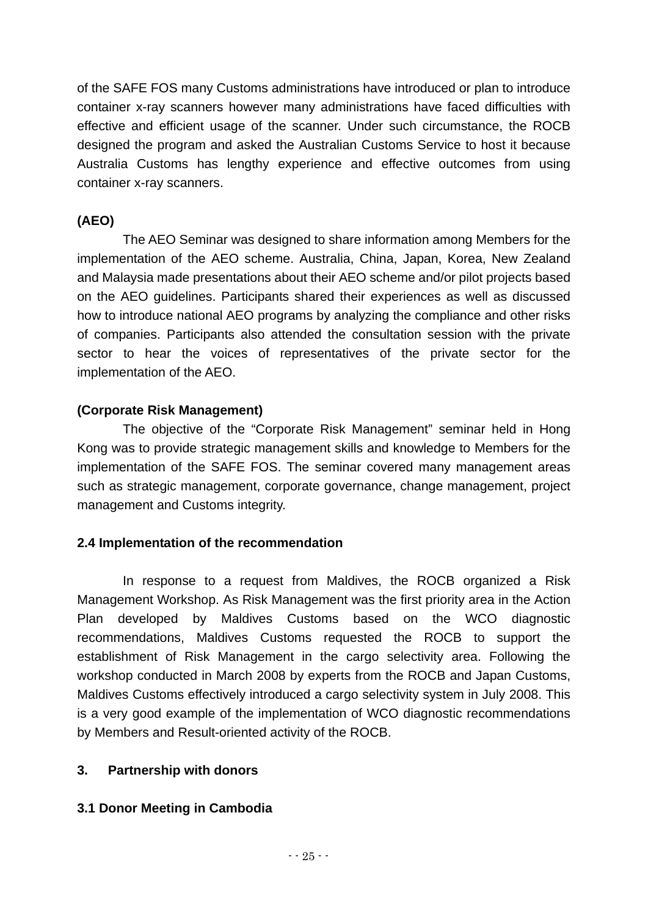of the SAFE FOS many Customs administrations have introduced or plan to introduce container x-ray scanners however many administrations have faced difficulties with effective and efficient usage of the scanner. Under such circumstance, the ROCB designed the program and asked the Australian Customs Service to host it because Australia Customs has lengthy experience and effective outcomes from using container x-ray scanners.

**(AEO)**

The AEO Seminar was designed to share information among Members for the implementation of the AEO scheme. Australia, China, Japan, Korea, New Zealand and Malaysia made presentations about their AEO scheme and/or pilot projects based on the AEO guidelines. Participants shared their experiences as well as discussed how to introduce national AEO programs by analyzing the compliance and other risks of companies. Participants also attended the consultation session with the private sector to hear the voices of representatives of the private sector for the implementation of the AEO.

**(Corporate Risk Management)**

The objective of the "Corporate Risk Management" seminar held in Hong Kong was to provide strategic management skills and knowledge to Members for the implementation of the SAFE FOS. The seminar covered many management areas such as strategic management, corporate governance, change management, project management and Customs integrity.

### 2.4 Implementation of the recommendation

In response to a request from Maldives, the ROCB organized a Risk Management Workshop. As Risk Management was the first priority area in the Action Plan developed by Maldives Customs based on the WCO diagnostic recommendations, Maldives Customs requested the ROCB to support the establishment of Risk Management in the cargo selectivity area. Following the workshop conducted in March 2008 by experts from the ROCB and Japan Customs, Maldives Customs effectively introduced a cargo selectivity system in July 2008. This is a very good example of the implementation of WCO diagnostic recommendations by Members and Result-oriented activity of the ROCB.

## 3. Partnership with donors

### 3.1 Donor Meeting in Cambodia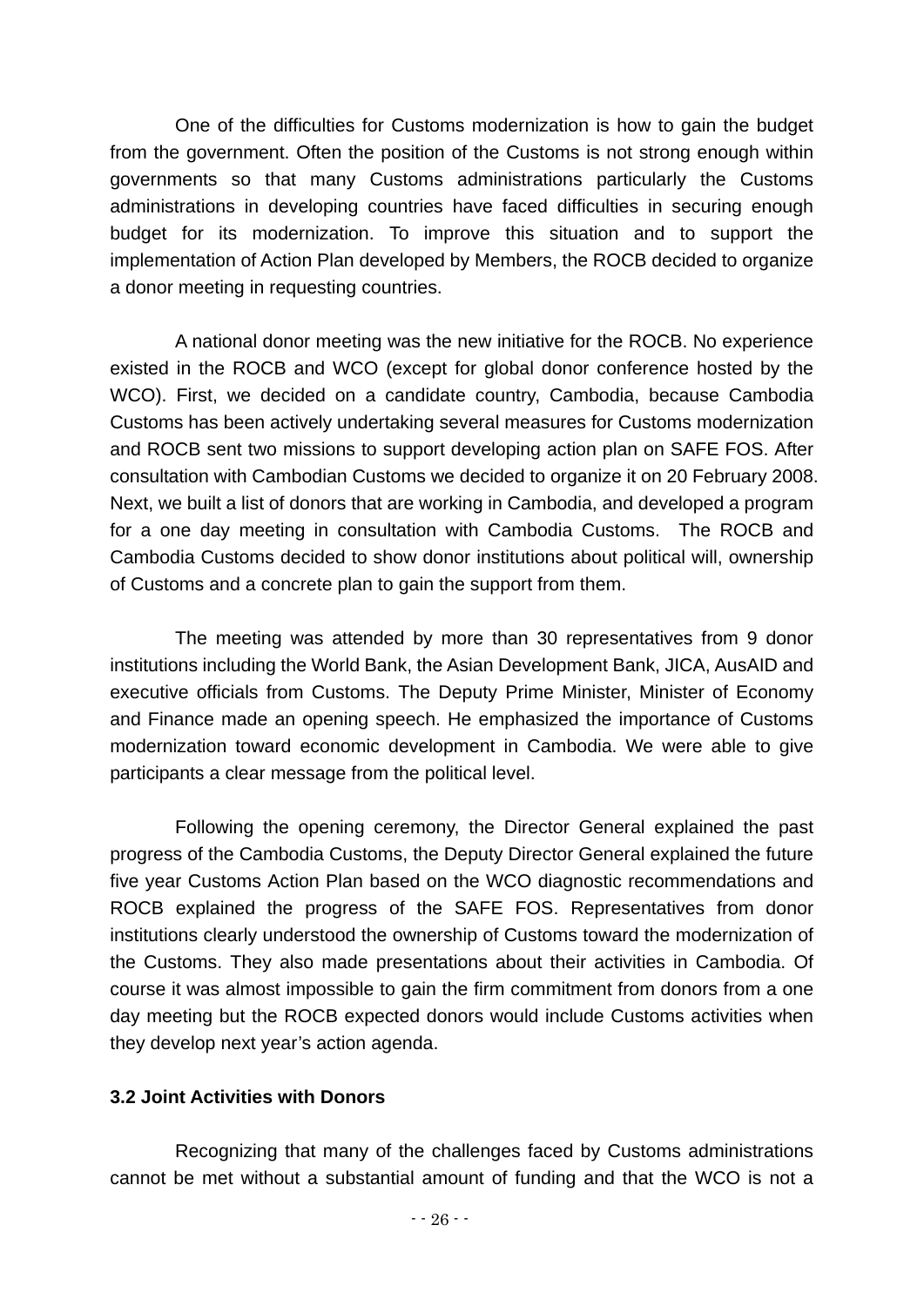One of the difficulties for Customs modernization is how to gain the budget from the government. Often the position of the Customs is not strong enough within governments so that many Customs administrations particularly the Customs administrations in developing countries have faced difficulties in securing enough budget for its modernization. To improve this situation and to support the implementation of Action Plan developed by Members, the ROCB decided to organize a donor meeting in requesting countries.

A national donor meeting was the new initiative for the ROCB. No experience existed in the ROCB and WCO (except for global donor conference hosted by the WCO). First, we decided on a candidate country, Cambodia, because Cambodia Customs has been actively undertaking several measures for Customs modernization and ROCB sent two missions to support developing action plan on SAFE FOS. After consultation with Cambodian Customs we decided to organize it on 20 February 2008. Next, we built a list of donors that are working in Cambodia, and developed a program for a one day meeting in consultation with Cambodia Customs. The ROCB and Cambodia Customs decided to show donor institutions about political will, ownership of Customs and a concrete plan to gain the support from them.

The meeting was attended by more than 30 representatives from 9 donor institutions including the World Bank, the Asian Development Bank, JICA, AusAID and executive officials from Customs. The Deputy Prime Minister, Minister of Economy and Finance made an opening speech. He emphasized the importance of Customs modernization toward economic development in Cambodia. We were able to give participants a clear message from the political level.

Following the opening ceremony, the Director General explained the past progress of the Cambodia Customs, the Deputy Director General explained the future five year Customs Action Plan based on the WCO diagnostic recommendations and ROCB explained the progress of the SAFE FOS. Representatives from donor institutions clearly understood the ownership of Customs toward the modernization of the Customs. They also made presentations about their activities in Cambodia. Of course it was almost impossible to gain the firm commitment from donors from a one day meeting but the ROCB expected donors would include Customs activities when they develop next year's action agenda.

### 3.2 Joint Activities with Donors

Recognizing that many of the challenges faced by Customs administrations cannot be met without a substantial amount of funding and that the WCO is not a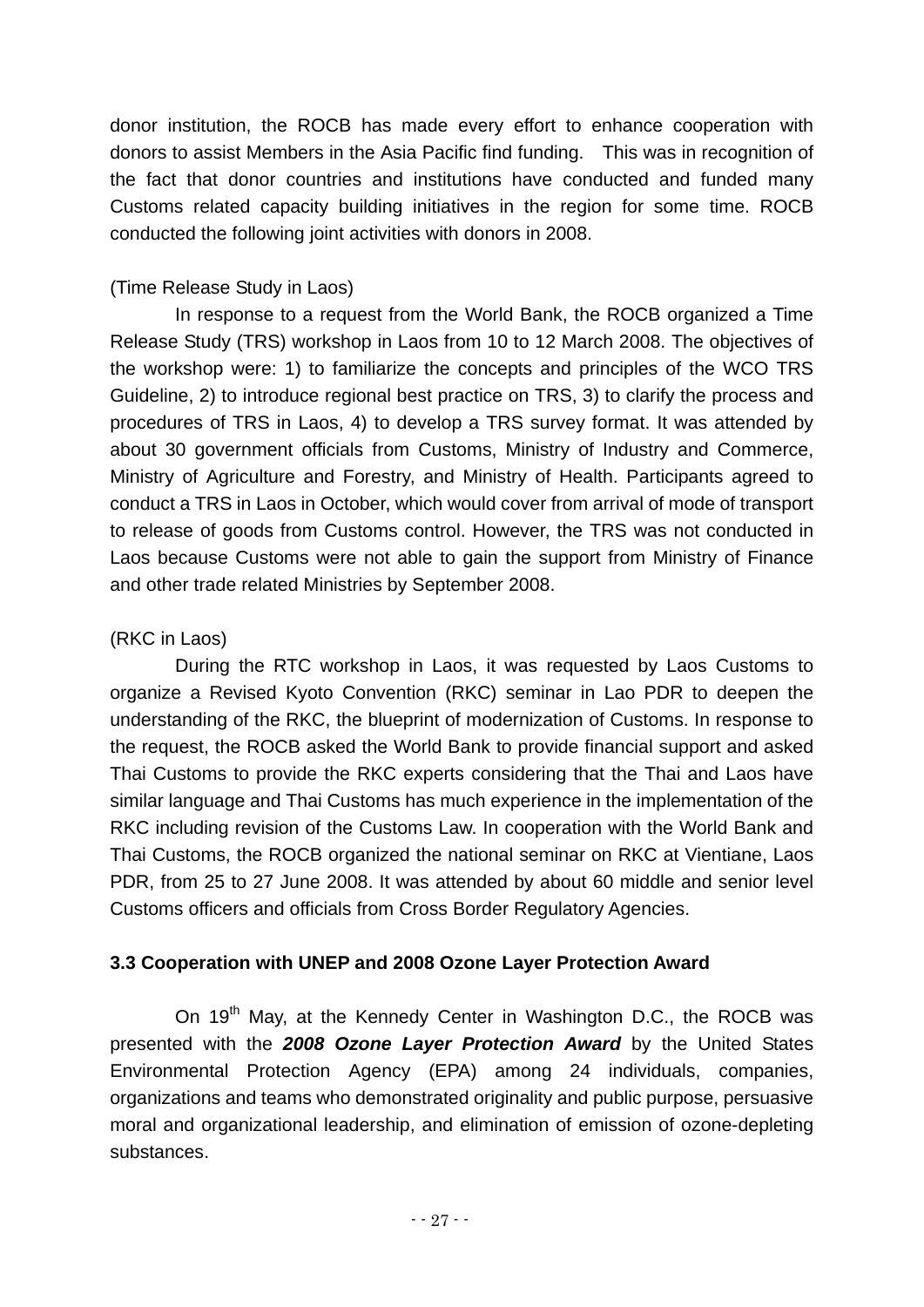donor institution, the ROCB has made every effort to enhance cooperation with donors to assist Members in the Asia Pacific find funding.  This was in recognition of the fact that donor countries and institutions have conducted and funded many Customs related capacity building initiatives in the region for some time. ROCB conducted the following joint activities with donors in 2008.

(Time Release Study in Laos)

In response to a request from the World Bank, the ROCB organized a Time Release Study (TRS) workshop in Laos from 10 to 12 March 2008. The objectives of the workshop were: 1) to familiarize the concepts and principles of the WCO TRS Guideline, 2) to introduce regional best practice on TRS, 3) to clarify the process and procedures of TRS in Laos, 4) to develop a TRS survey format. It was attended by about 30 government officials from Customs, Ministry of Industry and Commerce, Ministry of Agriculture and Forestry, and Ministry of Health. Participants agreed to conduct a TRS in Laos in October, which would cover from arrival of mode of transport to release of goods from Customs control. However, the TRS was not conducted in Laos because Customs were not able to gain the support from Ministry of Finance and other trade related Ministries by September 2008.

(RKC in Laos)

During the RTC workshop in Laos, it was requested by Laos Customs to organize a Revised Kyoto Convention (RKC) seminar in Lao PDR to deepen the understanding of the RKC, the blueprint of modernization of Customs. In response to the request, the ROCB asked the World Bank to provide financial support and asked Thai Customs to provide the RKC experts considering that the Thai and Laos have similar language and Thai Customs has much experience in the implementation of the RKC including revision of the Customs Law. In cooperation with the World Bank and Thai Customs, the ROCB organized the national seminar on RKC at Vientiane, Laos PDR, from 25 to 27 June 2008. It was attended by about 60 middle and senior level Customs officers and officials from Cross Border Regulatory Agencies.

### 3.3 Cooperation with UNEP and 2008 Ozone Layer Protection Award

On 19th May, at the Kennedy Center in Washington D.C., the ROCB was presented with the ***2008 Ozone Layer Protection Award*** by the United States Environmental Protection Agency (EPA) among 24 individuals, companies, organizations and teams who demonstrated originality and public purpose, persuasive moral and organizational leadership, and elimination of emission of ozone-depleting substances.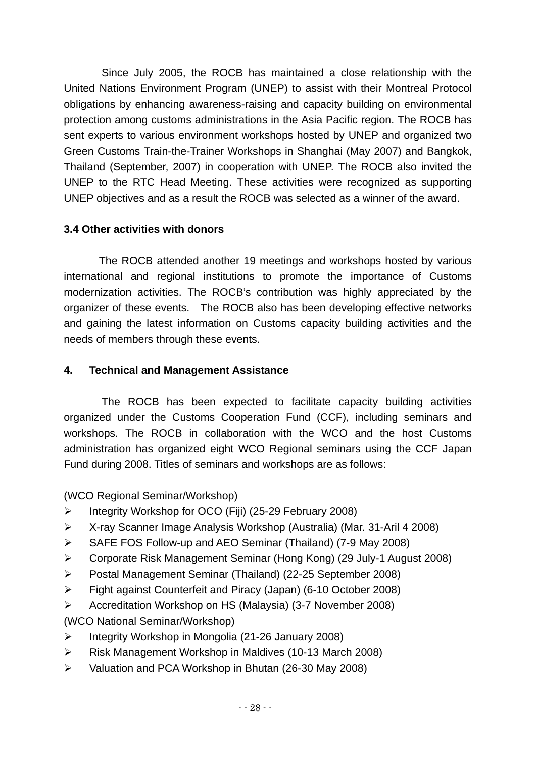Since July 2005, the ROCB has maintained a close relationship with the United Nations Environment Program (UNEP) to assist with their Montreal Protocol obligations by enhancing awareness-raising and capacity building on environmental protection among customs administrations in the Asia Pacific region. The ROCB has sent experts to various environment workshops hosted by UNEP and organized two Green Customs Train-the-Trainer Workshops in Shanghai (May 2007) and Bangkok, Thailand (September, 2007) in cooperation with UNEP. The ROCB also invited the UNEP to the RTC Head Meeting. These activities were recognized as supporting UNEP objectives and as a result the ROCB was selected as a winner of the award.

### 3.4 Other activities with donors

The ROCB attended another 19 meetings and workshops hosted by various international and regional institutions to promote the importance of Customs modernization activities. The ROCB's contribution was highly appreciated by the organizer of these events. The ROCB also has been developing effective networks and gaining the latest information on Customs capacity building activities and the needs of members through these events.

## 4. Technical and Management Assistance

The ROCB has been expected to facilitate capacity building activities organized under the Customs Cooperation Fund (CCF), including seminars and workshops. The ROCB in collaboration with the WCO and the host Customs administration has organized eight WCO Regional seminars using the CCF Japan Fund during 2008. Titles of seminars and workshops are as follows:

(WCO Regional Seminar/Workshop)

- Integrity Workshop for OCO (Fiji) (25-29 February 2008)
- X-ray Scanner Image Analysis Workshop (Australia) (Mar. 31-Aril 4 2008)
- SAFE FOS Follow-up and AEO Seminar (Thailand) (7-9 May 2008)
- Corporate Risk Management Seminar (Hong Kong) (29 July-1 August 2008)
- Postal Management Seminar (Thailand) (22-25 September 2008)
- Fight against Counterfeit and Piracy (Japan) (6-10 October 2008)
- Accreditation Workshop on HS (Malaysia) (3-7 November 2008)

(WCO National Seminar/Workshop)

- Integrity Workshop in Mongolia (21-26 January 2008)
- Risk Management Workshop in Maldives (10-13 March 2008)
- Valuation and PCA Workshop in Bhutan (26-30 May 2008)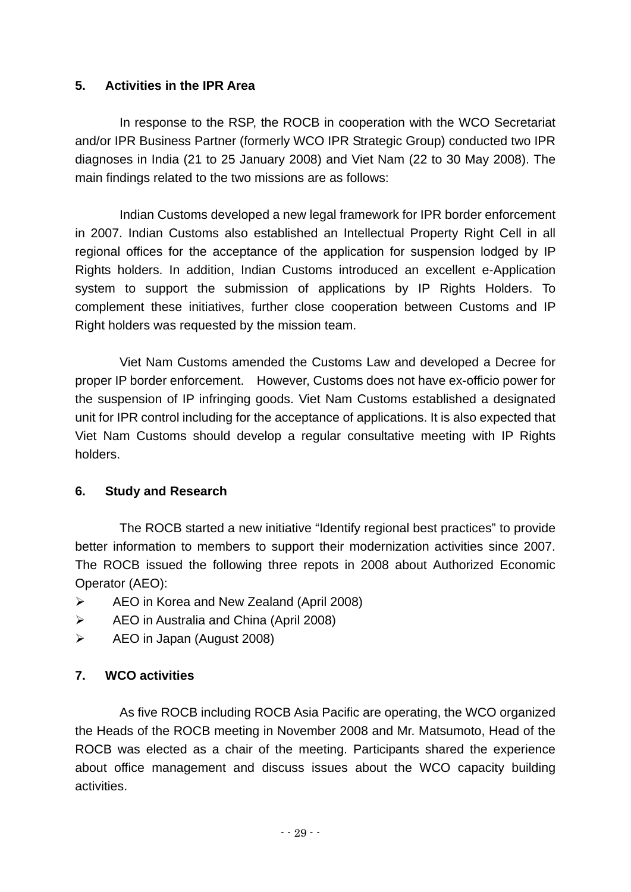## 5. Activities in the IPR Area

In response to the RSP, the ROCB in cooperation with the WCO Secretariat and/or IPR Business Partner (formerly WCO IPR Strategic Group) conducted two IPR diagnoses in India (21 to 25 January 2008) and Viet Nam (22 to 30 May 2008). The main findings related to the two missions are as follows:

Indian Customs developed a new legal framework for IPR border enforcement in 2007. Indian Customs also established an Intellectual Property Right Cell in all regional offices for the acceptance of the application for suspension lodged by IP Rights holders. In addition, Indian Customs introduced an excellent e-Application system to support the submission of applications by IP Rights Holders. To complement these initiatives, further close cooperation between Customs and IP Right holders was requested by the mission team.

Viet Nam Customs amended the Customs Law and developed a Decree for proper IP border enforcement. However, Customs does not have ex-officio power for the suspension of IP infringing goods. Viet Nam Customs established a designated unit for IPR control including for the acceptance of applications. It is also expected that Viet Nam Customs should develop a regular consultative meeting with IP Rights holders.

## 6. Study and Research

The ROCB started a new initiative "Identify regional best practices" to provide better information to members to support their modernization activities since 2007. The ROCB issued the following three repots in 2008 about Authorized Economic Operator (AEO):

- AEO in Korea and New Zealand (April 2008)
- AEO in Australia and China (April 2008)
- AEO in Japan (August 2008)

## 7. WCO activities

As five ROCB including ROCB Asia Pacific are operating, the WCO organized the Heads of the ROCB meeting in November 2008 and Mr. Matsumoto, Head of the ROCB was elected as a chair of the meeting. Participants shared the experience about office management and discuss issues about the WCO capacity building activities.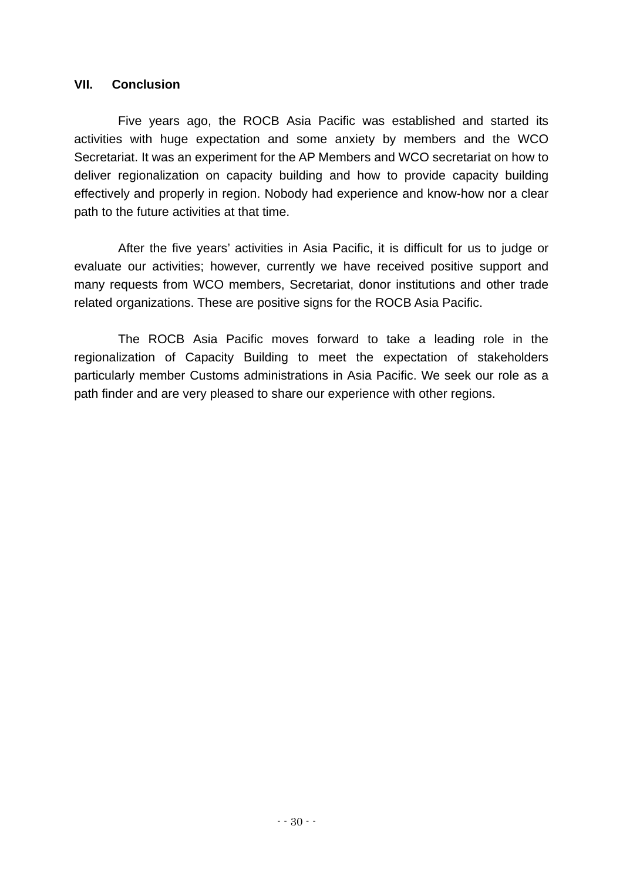## VII. Conclusion

Five years ago, the ROCB Asia Pacific was established and started its activities with huge expectation and some anxiety by members and the WCO Secretariat. It was an experiment for the AP Members and WCO secretariat on how to deliver regionalization on capacity building and how to provide capacity building effectively and properly in region. Nobody had experience and know-how nor a clear path to the future activities at that time.

After the five years' activities in Asia Pacific, it is difficult for us to judge or evaluate our activities; however, currently we have received positive support and many requests from WCO members, Secretariat, donor institutions and other trade related organizations. These are positive signs for the ROCB Asia Pacific.

The ROCB Asia Pacific moves forward to take a leading role in the regionalization of Capacity Building to meet the expectation of stakeholders particularly member Customs administrations in Asia Pacific. We seek our role as a path finder and are very pleased to share our experience with other regions.